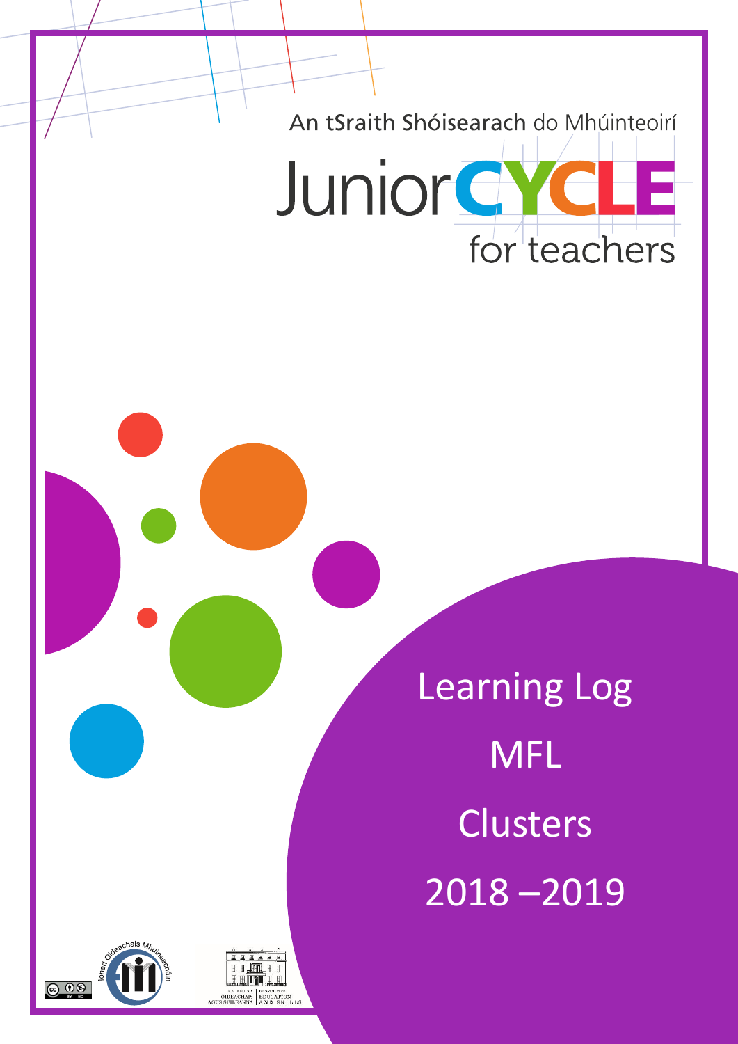An tSraith Shóisearach do Mhúinteoirí

# Junior CYCLE for teachers

# Learning Log

# MFL

# Clusters

# 2018 – 2019

Ionad Oideachais Mhuineacháin

AN ROINN OIDEACHAIS AGUS SCILEANNA | DEPARTMENT OF EDUCATION AND SKILLS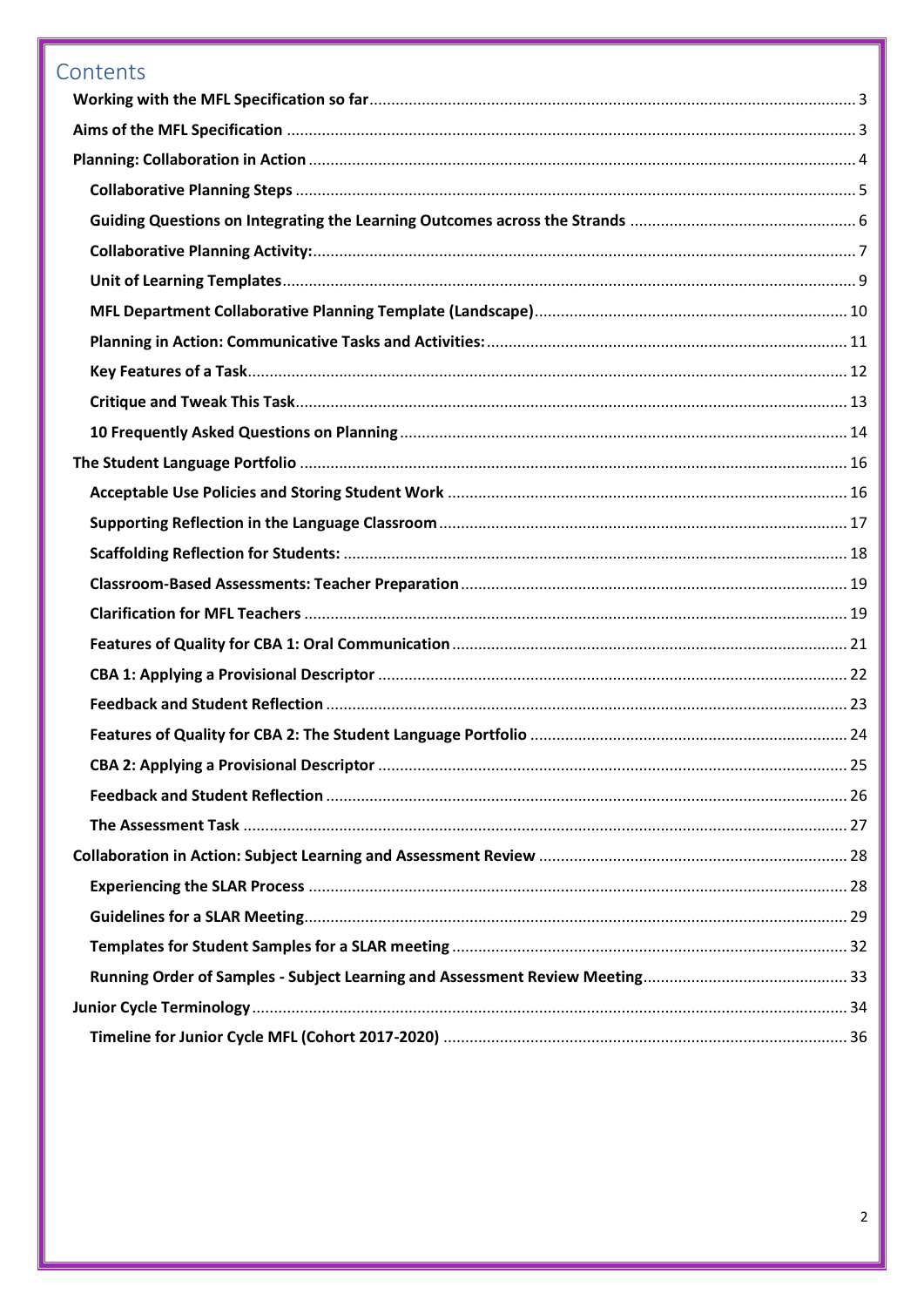# Contents

**Working with the MFL Specification so far** .......... 3

**Aims of the MFL Specification** .......... 3

**Planning: Collaboration in Action** .......... 4

- **Collaborative Planning Steps** .......... 5
- **Guiding Questions on Integrating the Learning Outcomes across the Strands** .......... 6
- **Collaborative Planning Activity:** .......... 7
- **Unit of Learning Templates** .......... 9
- **MFL Department Collaborative Planning Template (Landscape)** .......... 10
- **Planning in Action: Communicative Tasks and Activities:** .......... 11
- **Key Features of a Task** .......... 12
- **Critique and Tweak This Task** .......... 13
- **10 Frequently Asked Questions on Planning** .......... 14

**The Student Language Portfolio** .......... 16

- **Acceptable Use Policies and Storing Student Work** .......... 16
- **Supporting Reflection in the Language Classroom** .......... 17
- **Scaffolding Reflection for Students:** .......... 18
- **Classroom-Based Assessments: Teacher Preparation** .......... 19
- **Clarification for MFL Teachers** .......... 19
- **Features of Quality for CBA 1: Oral Communication** .......... 21
- **CBA 1: Applying a Provisional Descriptor** .......... 22
- **Feedback and Student Reflection** .......... 23
- **Features of Quality for CBA 2: The Student Language Portfolio** .......... 24
- **CBA 2: Applying a Provisional Descriptor** .......... 25
- **Feedback and Student Reflection** .......... 26
- **The Assessment Task** .......... 27

**Collaboration in Action: Subject Learning and Assessment Review** .......... 28

- **Experiencing the SLAR Process** .......... 28
- **Guidelines for a SLAR Meeting** .......... 29
- **Templates for Student Samples for a SLAR meeting** .......... 32
- **Running Order of Samples - Subject Learning and Assessment Review Meeting** .......... 33

**Junior Cycle Terminology** .......... 34

- **Timeline for Junior Cycle MFL (Cohort 2017-2020)** .......... 36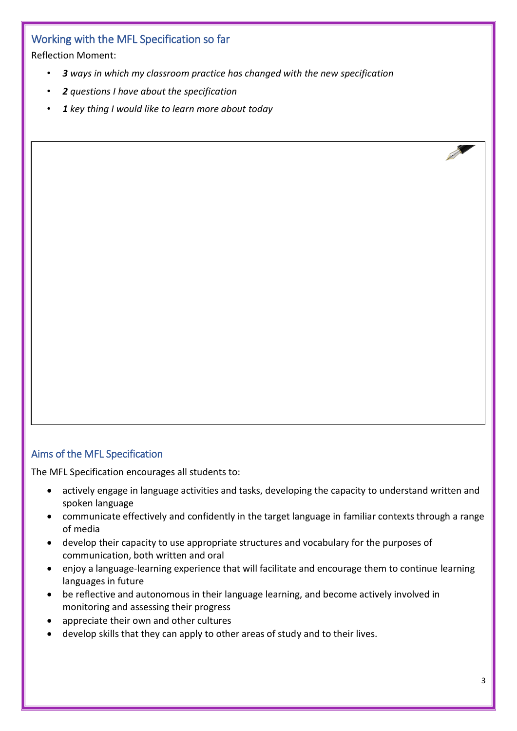## Working with the MFL Specification so far

Reflection Moment:

- ***3** ways in which my classroom practice has changed with the new specification*
- ***2** questions I have about the specification*
- ***1** key thing I would like to learn more about today*

## Aims of the MFL Specification

The MFL Specification encourages all students to:

- actively engage in language activities and tasks, developing the capacity to understand written and spoken language
- communicate effectively and confidently in the target language in familiar contexts through a range of media
- develop their capacity to use appropriate structures and vocabulary for the purposes of communication, both written and oral
- enjoy a language-learning experience that will facilitate and encourage them to continue learning languages in future
- be reflective and autonomous in their language learning, and become actively involved in monitoring and assessing their progress
- appreciate their own and other cultures
- develop skills that they can apply to other areas of study and to their lives.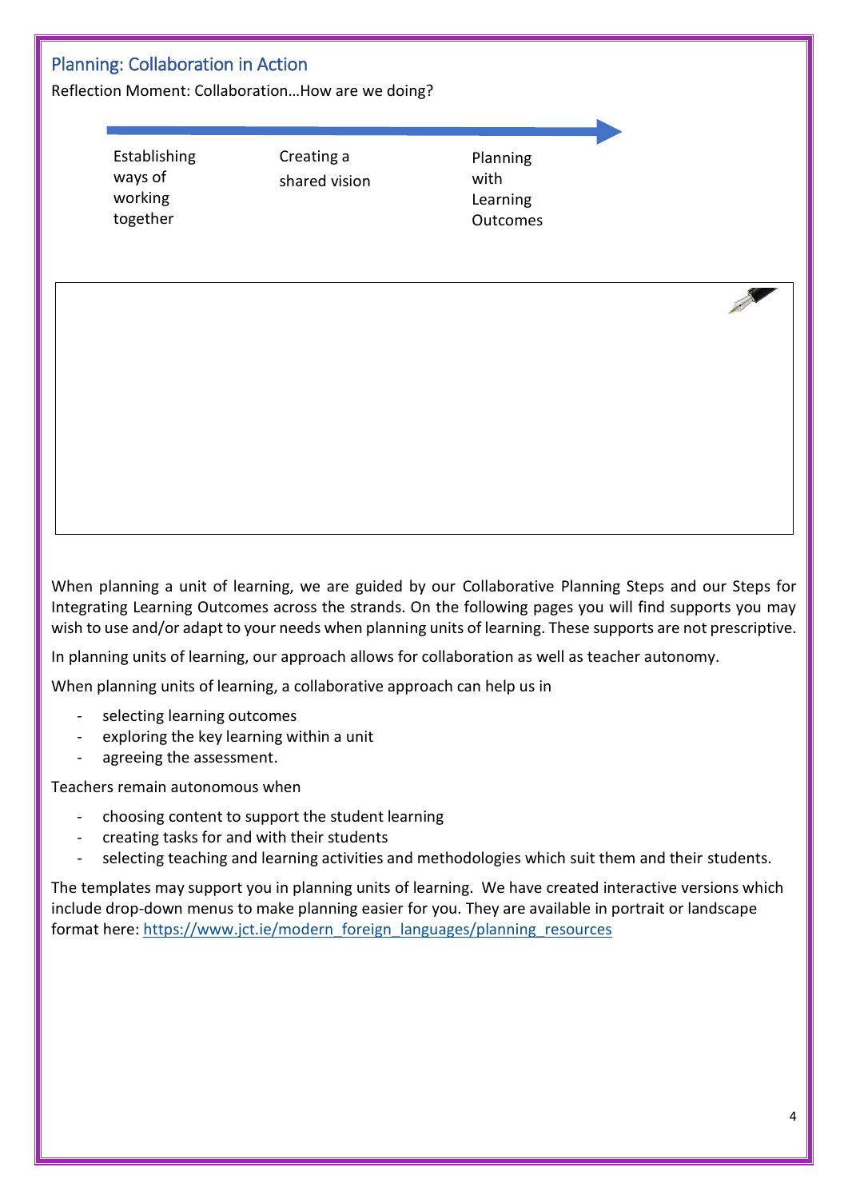## Planning: Collaboration in Action

Reflection Moment: Collaboration…How are we doing?

Establishing ways of working together → Creating a shared vision → Planning with Learning Outcomes

When planning a unit of learning, we are guided by our Collaborative Planning Steps and our Steps for Integrating Learning Outcomes across the strands. On the following pages you will find supports you may wish to use and/or adapt to your needs when planning units of learning. These supports are not prescriptive.

In planning units of learning, our approach allows for collaboration as well as teacher autonomy.

When planning units of learning, a collaborative approach can help us in

- selecting learning outcomes
- exploring the key learning within a unit
- agreeing the assessment.

Teachers remain autonomous when

- choosing content to support the student learning
- creating tasks for and with their students
- selecting teaching and learning activities and methodologies which suit them and their students.

The templates may support you in planning units of learning. We have created interactive versions which include drop-down menus to make planning easier for you. They are available in portrait or landscape format here: https://www.jct.ie/modern_foreign_languages/planning_resources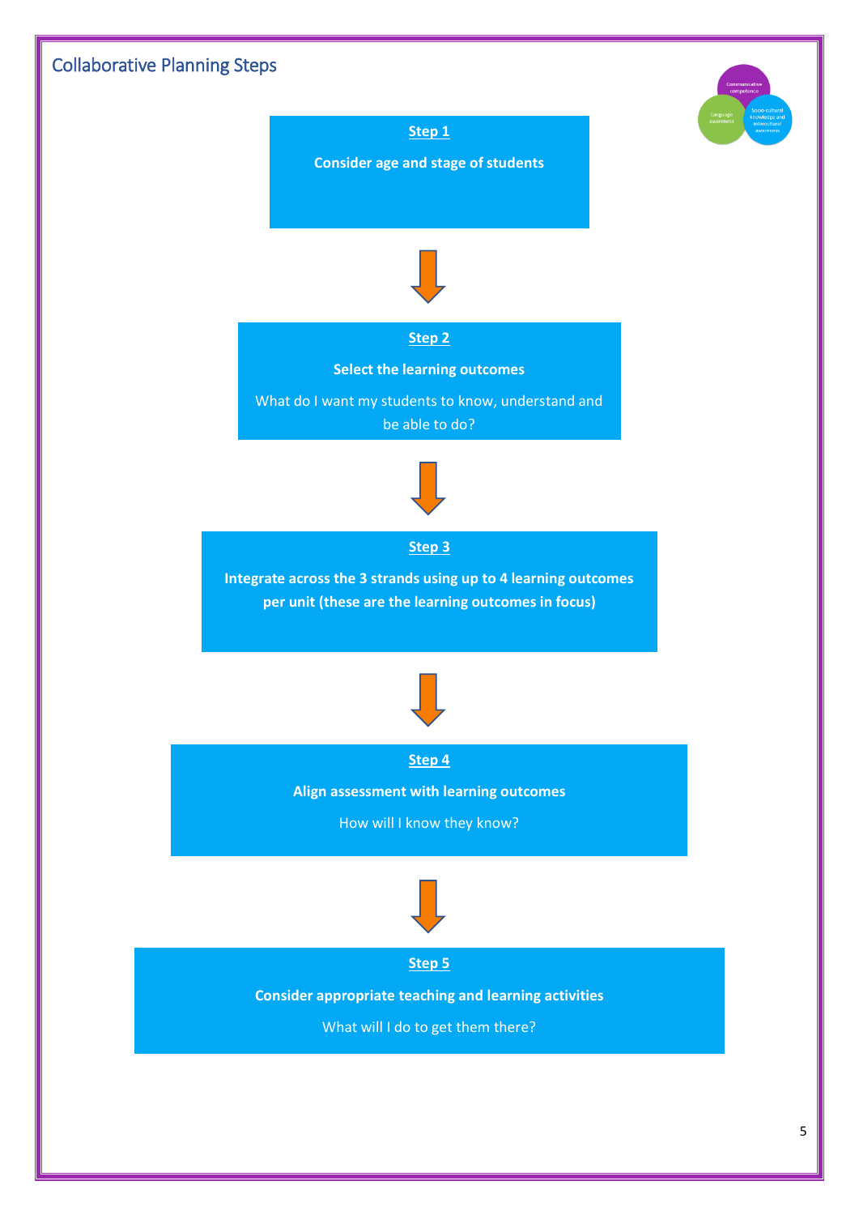## Collaborative Planning Steps

**Step 1**

**Consider age and stage of students**

↓

**Step 2**

**Select the learning outcomes**

What do I want my students to know, understand and be able to do?

↓

**Step 3**

**Integrate across the 3 strands using up to 4 learning outcomes per unit (these are the learning outcomes in focus)**

↓

**Step 4**

**Align assessment with learning outcomes**

How will I know they know?

↓

**Step 5**

**Consider appropriate teaching and learning activities**

What will I do to get them there?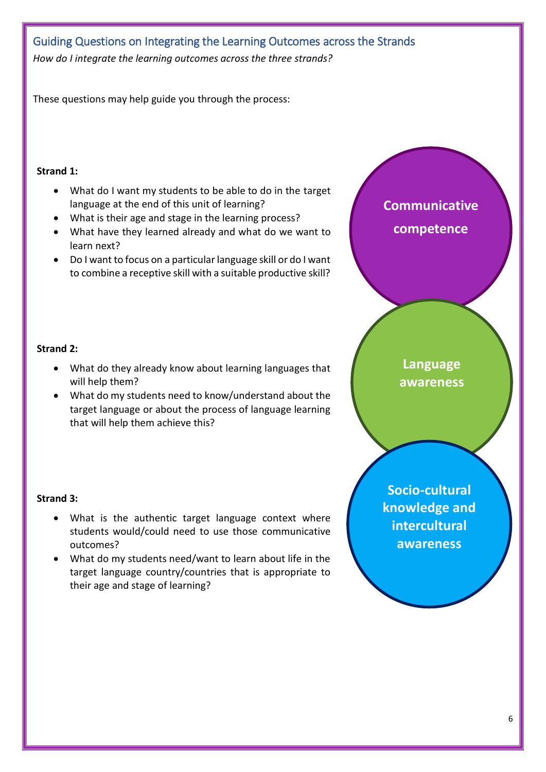## Guiding Questions on Integrating the Learning Outcomes across the Strands

*How do I integrate the learning outcomes across the three strands?*

These questions may help guide you through the process:

**Strand 1:**

- What do I want my students to be able to do in the target language at the end of this unit of learning?
- What is their age and stage in the learning process?
- What have they learned already and what do we want to learn next?
- Do I want to focus on a particular language skill or do I want to combine a receptive skill with a suitable productive skill?

**Communicative competence**

**Strand 2:**

- What do they already know about learning languages that will help them?
- What do my students need to know/understand about the target language or about the process of language learning that will help them achieve this?

**Language awareness**

**Strand 3:**

- What is the authentic target language context where students would/could need to use those communicative outcomes?
- What do my students need/want to learn about life in the target language country/countries that is appropriate to their age and stage of learning?

**Socio-cultural knowledge and intercultural awareness**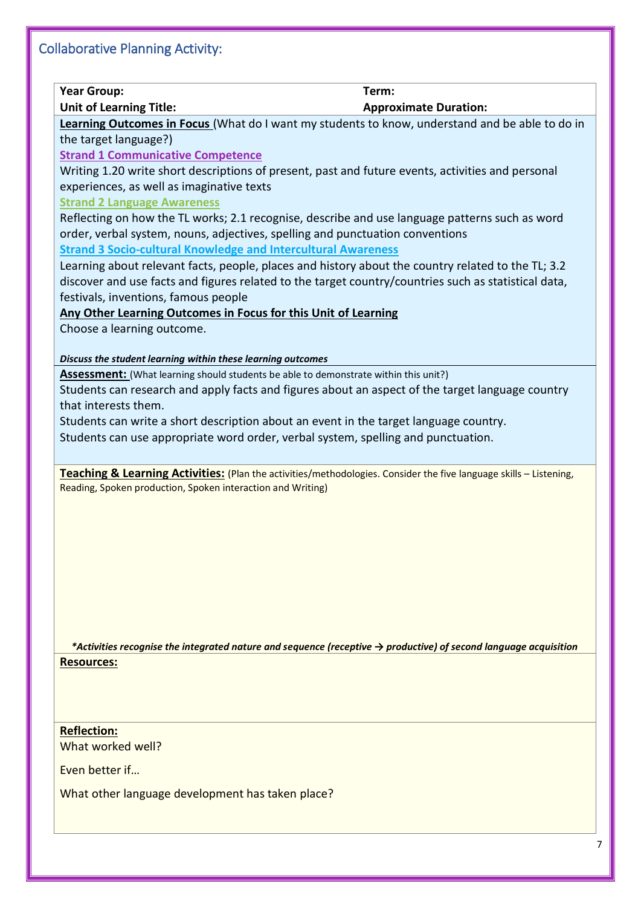## Collaborative Planning Activity:

| **Year Group:** | **Term:** |
|---|---|
| **Unit of Learning Title:** | **Approximate Duration:** |

**Learning Outcomes in Focus** (What do I want my students to know, understand and be able to do in the target language?)

**Strand 1 Communicative Competence**

Writing 1.20 write short descriptions of present, past and future events, activities and personal experiences, as well as imaginative texts

**Strand 2 Language Awareness**

Reflecting on how the TL works; 2.1 recognise, describe and use language patterns such as word order, verbal system, nouns, adjectives, spelling and punctuation conventions

**Strand 3 Socio-cultural Knowledge and Intercultural Awareness**

Learning about relevant facts, people, places and history about the country related to the TL; 3.2 discover and use facts and figures related to the target country/countries such as statistical data, festivals, inventions, famous people

**Any Other Learning Outcomes in Focus for this Unit of Learning**

Choose a learning outcome.

***Discuss the student learning within these learning outcomes***

**Assessment:** (What learning should students be able to demonstrate within this unit?)

Students can research and apply facts and figures about an aspect of the target language country that interests them.

Students can write a short description about an event in the target language country.

Students can use appropriate word order, verbal system, spelling and punctuation.

**Teaching & Learning Activities:** (Plan the activities/methodologies. Consider the five language skills – Listening, Reading, Spoken production, Spoken interaction and Writing)

***\*Activities recognise the integrated nature and sequence (receptive → productive) of second language acquisition***

**Resources:**

**Reflection:**

What worked well?

Even better if…

What other language development has taken place?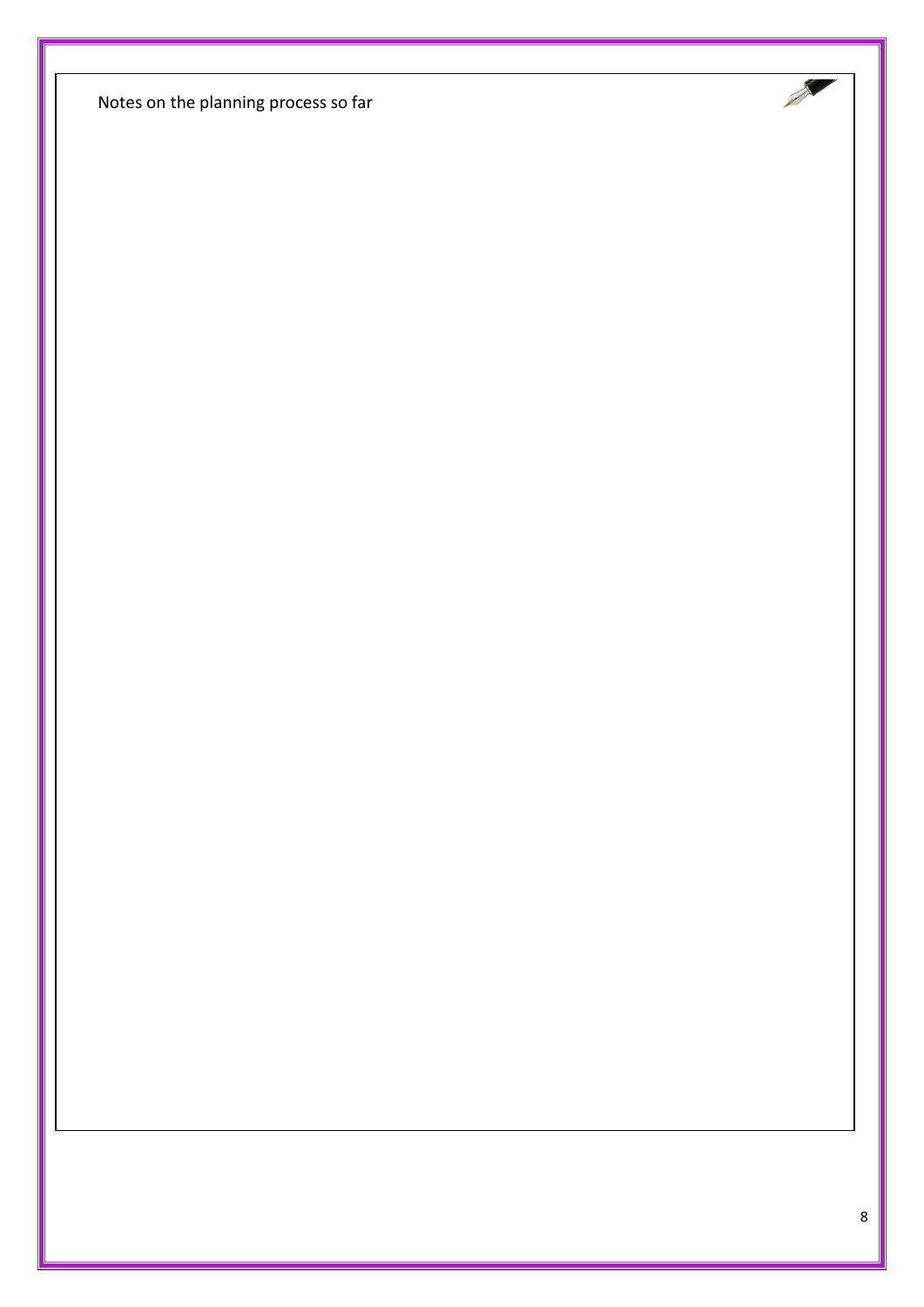Notes on the planning process so far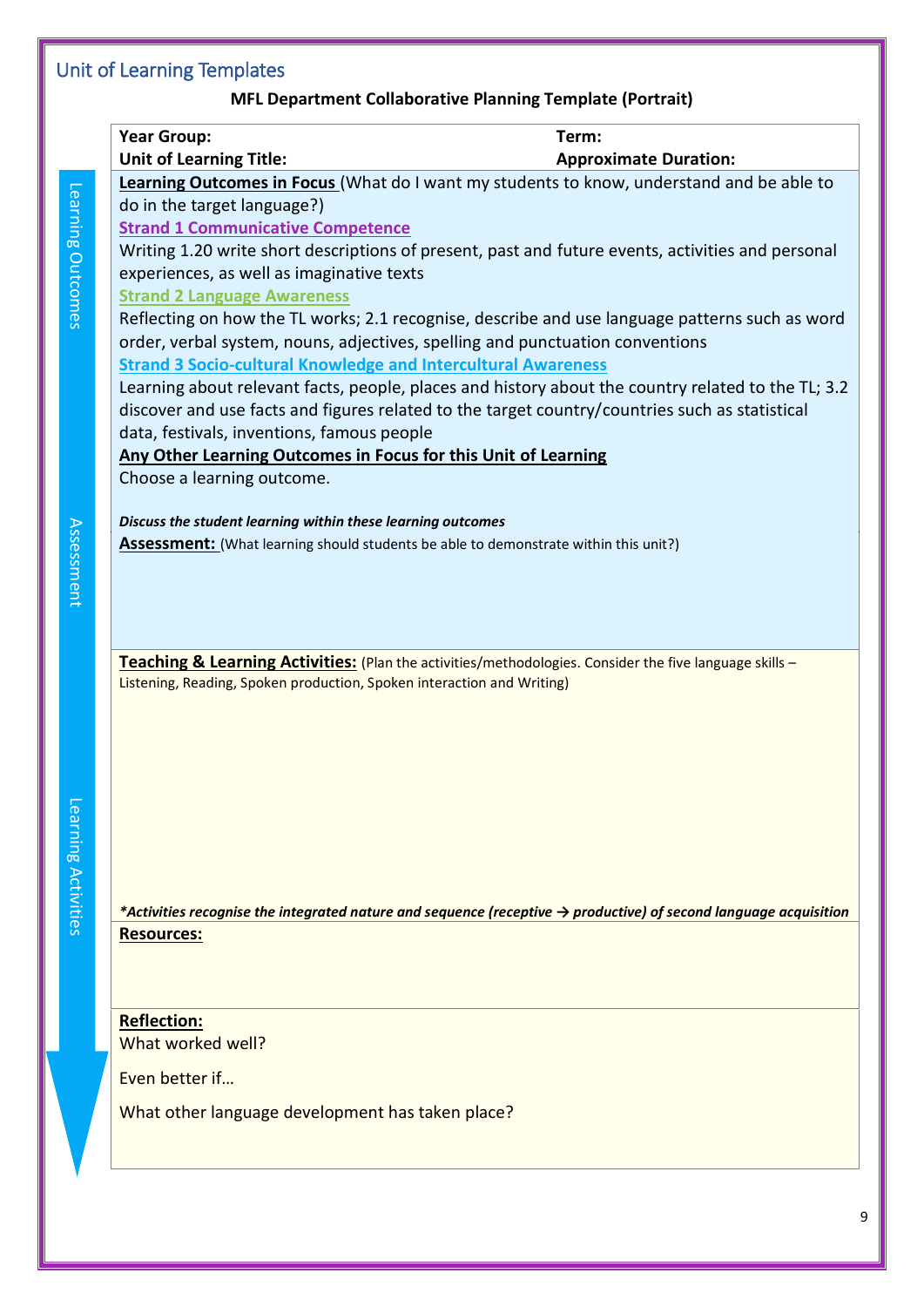## Unit of Learning Templates

**MFL Department Collaborative Planning Template (Portrait)**

| **Year Group:** | **Term:** |
|---|---|
| **Unit of Learning Title:** | **Approximate Duration:** |

Learning Outcomes

**Learning Outcomes in Focus** (What do I want my students to know, understand and be able to do in the target language?)

**Strand 1 Communicative Competence**

Writing 1.20 write short descriptions of present, past and future events, activities and personal experiences, as well as imaginative texts

**Strand 2 Language Awareness**

Reflecting on how the TL works; 2.1 recognise, describe and use language patterns such as word order, verbal system, nouns, adjectives, spelling and punctuation conventions

**Strand 3 Socio-cultural Knowledge and Intercultural Awareness**

Learning about relevant facts, people, places and history about the country related to the TL; 3.2 discover and use facts and figures related to the target country/countries such as statistical data, festivals, inventions, famous people

**Any Other Learning Outcomes in Focus for this Unit of Learning**

Choose a learning outcome.

***Discuss the student learning within these learning outcomes***

Assessment

**Assessment:** (What learning should students be able to demonstrate within this unit?)

Learning Activities

**Teaching & Learning Activities:** (Plan the activities/methodologies. Consider the five language skills – Listening, Reading, Spoken production, Spoken interaction and Writing)

***Activities recognise the integrated nature and sequence (receptive → productive) of second language acquisition**

**Resources:**

**Reflection:**

What worked well?

Even better if…

What other language development has taken place?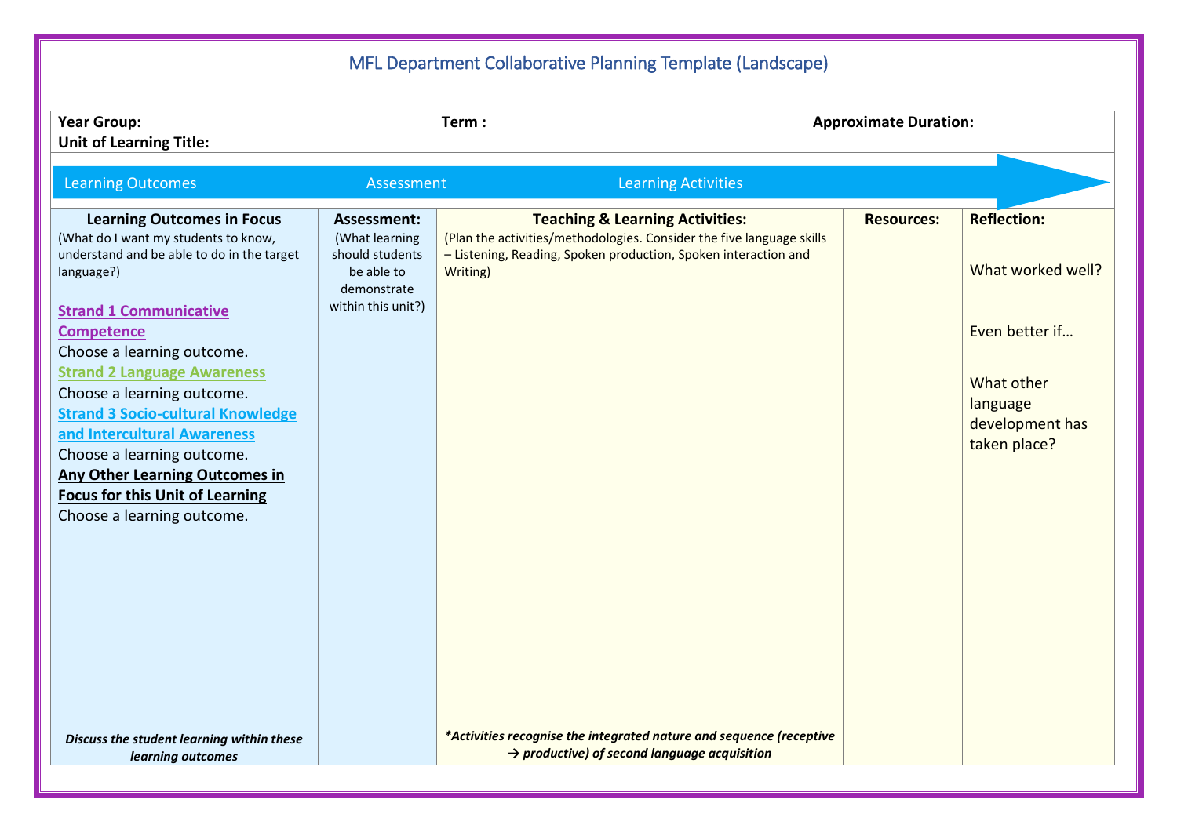# MFL Department Collaborative Planning Template (Landscape)

**Year Group:** | **Term :** | **Approximate Duration:**

**Unit of Learning Title:**

Learning Outcomes → Assessment → Learning Activities

| **Learning Outcomes in Focus** | **Assessment:** | **Teaching & Learning Activities:** | **Resources:** | **Reflection:** |
|---|---|---|---|---|
| (What do I want my students to know, understand and be able to do in the target language?)<br><br>**Strand 1 Communicative Competence**<br>Choose a learning outcome.<br>**Strand 2 Language Awareness**<br>Choose a learning outcome.<br>**Strand 3 Socio-cultural Knowledge and Intercultural Awareness**<br>Choose a learning outcome.<br>**Any Other Learning Outcomes in Focus for this Unit of Learning**<br>Choose a learning outcome.<br><br>***Discuss the student learning within these learning outcomes*** | (What learning should students be able to demonstrate within this unit?) | (Plan the activities/methodologies. Consider the five language skills – Listening, Reading, Spoken production, Spoken interaction and Writing)<br><br>***\*Activities recognise the integrated nature and sequence (receptive → productive) of second language acquisition*** | | What worked well?<br><br>Even better if…<br><br>What other language development has taken place? |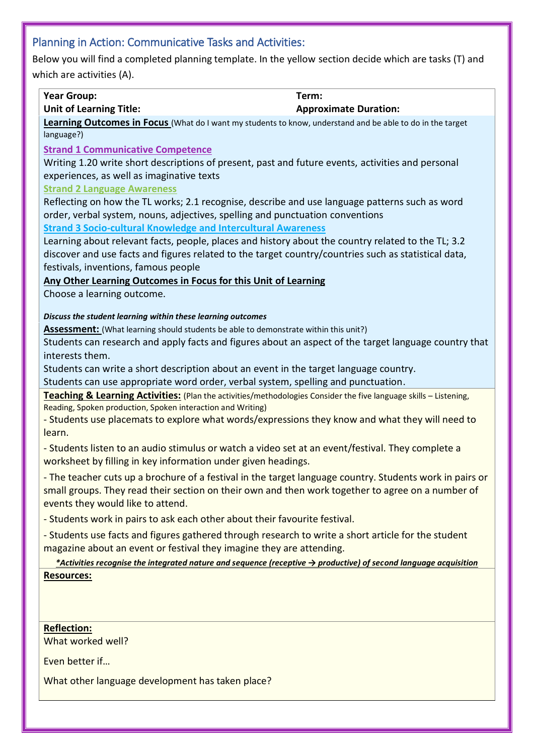## Planning in Action: Communicative Tasks and Activities:

Below you will find a completed planning template. In the yellow section decide which are tasks (T) and which are activities (A).

**Year Group:** **Term:**

**Unit of Learning Title:** **Approximate Duration:**

**Learning Outcomes in Focus** (What do I want my students to know, understand and be able to do in the target language?)

**Strand 1 Communicative Competence**

Writing 1.20 write short descriptions of present, past and future events, activities and personal experiences, as well as imaginative texts

**Strand 2 Language Awareness**

Reflecting on how the TL works; 2.1 recognise, describe and use language patterns such as word order, verbal system, nouns, adjectives, spelling and punctuation conventions

**Strand 3 Socio-cultural Knowledge and Intercultural Awareness**

Learning about relevant facts, people, places and history about the country related to the TL; 3.2 discover and use facts and figures related to the target country/countries such as statistical data, festivals, inventions, famous people

**Any Other Learning Outcomes in Focus for this Unit of Learning**

Choose a learning outcome.

***Discuss the student learning within these learning outcomes***

**Assessment:** (What learning should students be able to demonstrate within this unit?)

Students can research and apply facts and figures about an aspect of the target language country that interests them.

Students can write a short description about an event in the target language country.

Students can use appropriate word order, verbal system, spelling and punctuation.

**Teaching & Learning Activities:** (Plan the activities/methodologies Consider the five language skills – Listening, Reading, Spoken production, Spoken interaction and Writing)

- Students use placemats to explore what words/expressions they know and what they will need to learn.
- Students listen to an audio stimulus or watch a video set at an event/festival. They complete a worksheet by filling in key information under given headings.
- The teacher cuts up a brochure of a festival in the target language country. Students work in pairs or small groups. They read their section on their own and then work together to agree on a number of events they would like to attend.
- Students work in pairs to ask each other about their favourite festival.
- Students use facts and figures gathered through research to write a short article for the student magazine about an event or festival they imagine they are attending.

***\*Activities recognise the integrated nature and sequence (receptive → productive) of second language acquisition***

**Resources:**

**Reflection:**

What worked well?

Even better if…

What other language development has taken place?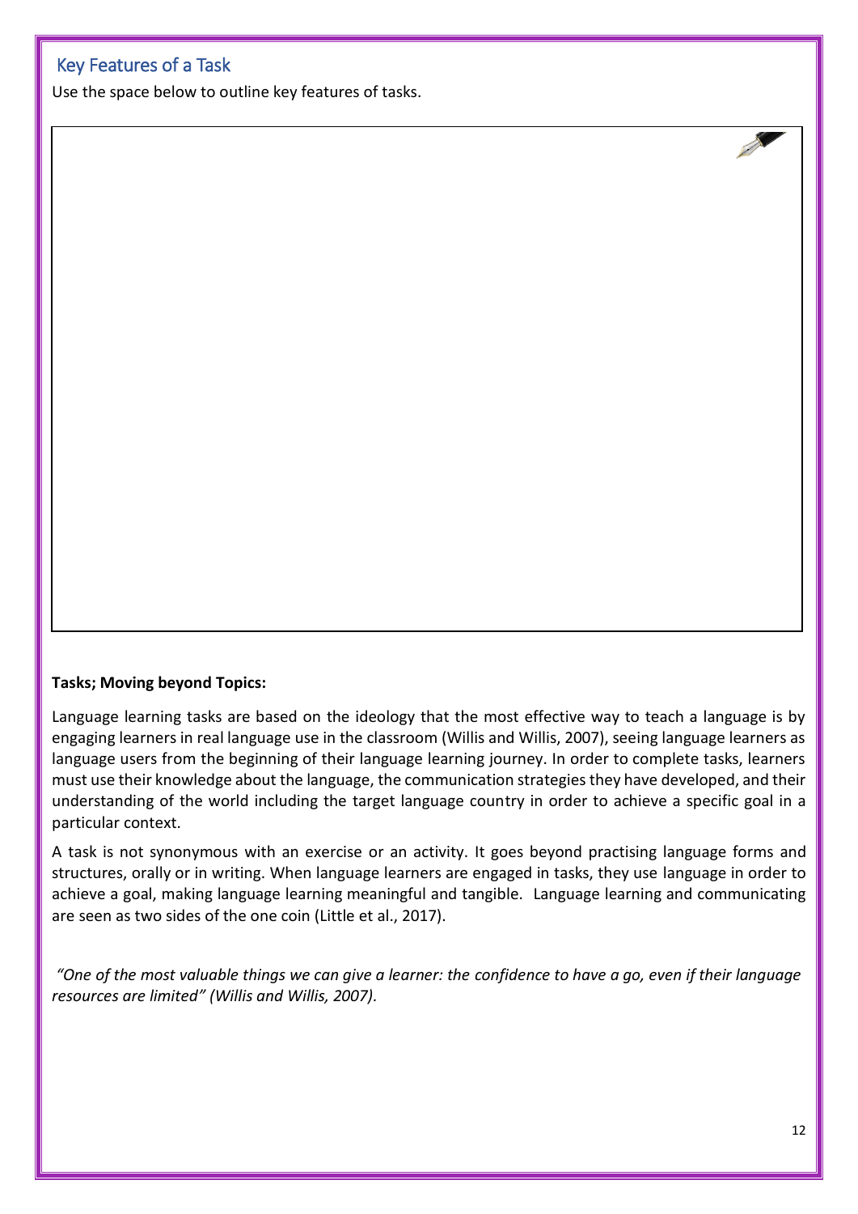## Key Features of a Task

Use the space below to outline key features of tasks.

**Tasks; Moving beyond Topics:**

Language learning tasks are based on the ideology that the most effective way to teach a language is by engaging learners in real language use in the classroom (Willis and Willis, 2007), seeing language learners as language users from the beginning of their language learning journey. In order to complete tasks, learners must use their knowledge about the language, the communication strategies they have developed, and their understanding of the world including the target language country in order to achieve a specific goal in a particular context.

A task is not synonymous with an exercise or an activity. It goes beyond practising language forms and structures, orally or in writing. When language learners are engaged in tasks, they use language in order to achieve a goal, making language learning meaningful and tangible. Language learning and communicating are seen as two sides of the one coin (Little et al., 2017).

*"One of the most valuable things we can give a learner: the confidence to have a go, even if their language resources are limited" (Willis and Willis, 2007).*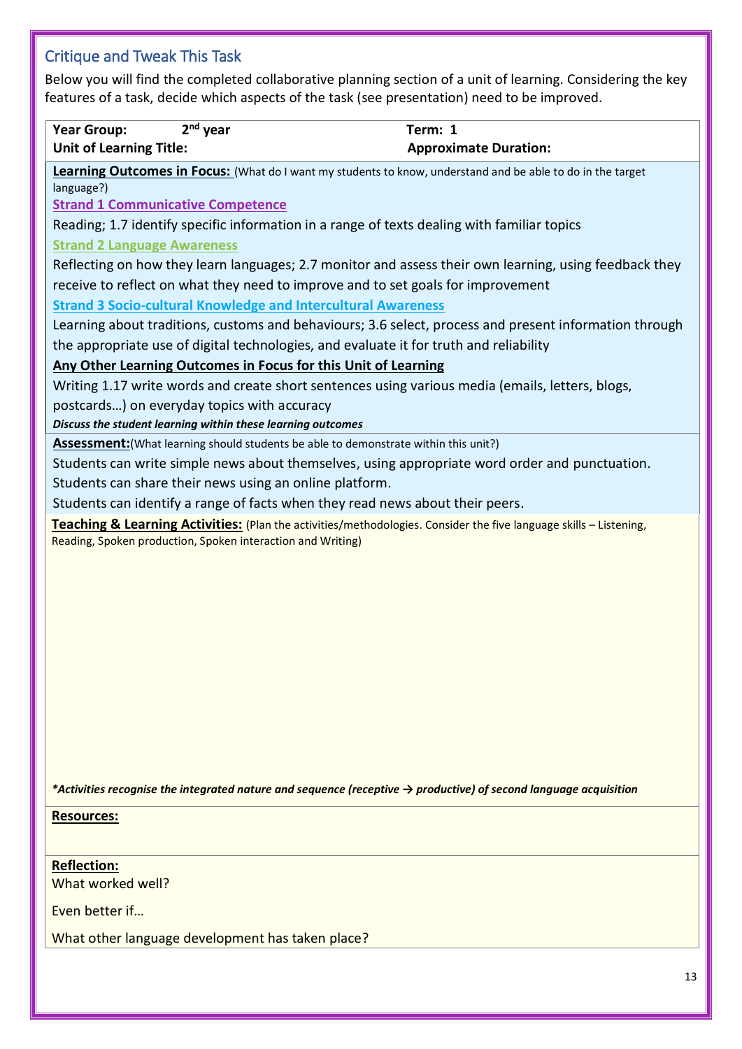## Critique and Tweak This Task

Below you will find the completed collaborative planning section of a unit of learning. Considering the key features of a task, decide which aspects of the task (see presentation) need to be improved.

| **Year Group:** 2nd year | **Term:** 1 |
|---|---|
| **Unit of Learning Title:** | **Approximate Duration:** |

**Learning Outcomes in Focus:** (What do I want my students to know, understand and be able to do in the target language?)

**Strand 1 Communicative Competence**

Reading; 1.7 identify specific information in a range of texts dealing with familiar topics

**Strand 2 Language Awareness**

Reflecting on how they learn languages; 2.7 monitor and assess their own learning, using feedback they receive to reflect on what they need to improve and to set goals for improvement

**Strand 3 Socio-cultural Knowledge and Intercultural Awareness**

Learning about traditions, customs and behaviours; 3.6 select, process and present information through the appropriate use of digital technologies, and evaluate it for truth and reliability

**Any Other Learning Outcomes in Focus for this Unit of Learning**

Writing 1.17 write words and create short sentences using various media (emails, letters, blogs, postcards…) on everyday topics with accuracy

***Discuss the student learning within these learning outcomes***

**Assessment:** (What learning should students be able to demonstrate within this unit?)

Students can write simple news about themselves, using appropriate word order and punctuation.

Students can share their news using an online platform.

Students can identify a range of facts when they read news about their peers.

**Teaching & Learning Activities:** (Plan the activities/methodologies. Consider the five language skills – Listening, Reading, Spoken production, Spoken interaction and Writing)

***Activities recognise the integrated nature and sequence (receptive → productive) of second language acquisition***

**Resources:**

**Reflection:**

What worked well?

Even better if…

What other language development has taken place?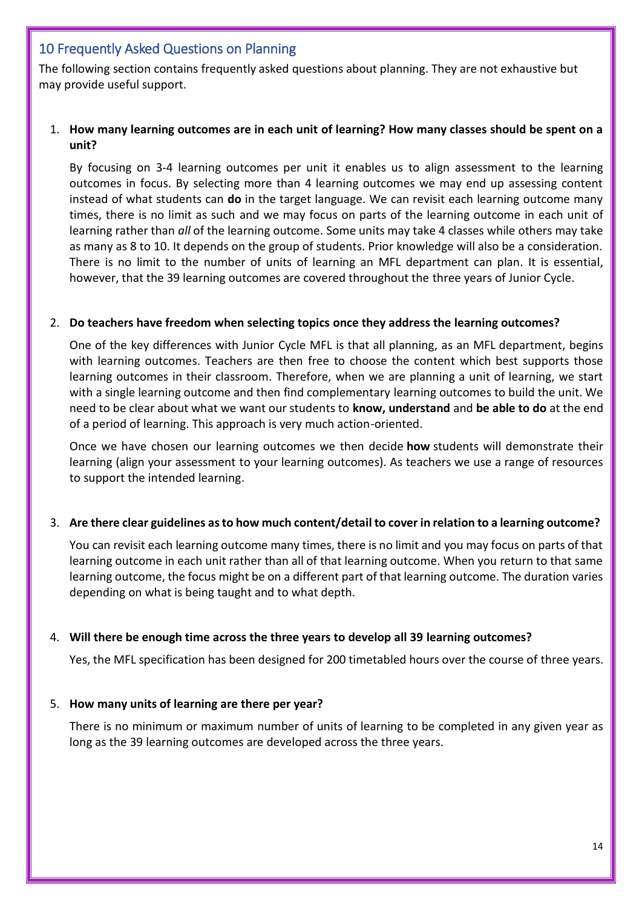## 10 Frequently Asked Questions on Planning

The following section contains frequently asked questions about planning. They are not exhaustive but may provide useful support.

1. **How many learning outcomes are in each unit of learning? How many classes should be spent on a unit?**

   By focusing on 3-4 learning outcomes per unit it enables us to align assessment to the learning outcomes in focus. By selecting more than 4 learning outcomes we may end up assessing content instead of what students can **do** in the target language. We can revisit each learning outcome many times, there is no limit as such and we may focus on parts of the learning outcome in each unit of learning rather than *all* of the learning outcome. Some units may take 4 classes while others may take as many as 8 to 10. It depends on the group of students. Prior knowledge will also be a consideration. There is no limit to the number of units of learning an MFL department can plan. It is essential, however, that the 39 learning outcomes are covered throughout the three years of Junior Cycle.

2. **Do teachers have freedom when selecting topics once they address the learning outcomes?**

   One of the key differences with Junior Cycle MFL is that all planning, as an MFL department, begins with learning outcomes. Teachers are then free to choose the content which best supports those learning outcomes in their classroom. Therefore, when we are planning a unit of learning, we start with a single learning outcome and then find complementary learning outcomes to build the unit. We need to be clear about what we want our students to **know, understand** and **be able to do** at the end of a period of learning. This approach is very much action-oriented.

   Once we have chosen our learning outcomes we then decide **how** students will demonstrate their learning (align your assessment to your learning outcomes). As teachers we use a range of resources to support the intended learning.

3. **Are there clear guidelines as to how much content/detail to cover in relation to a learning outcome?**

   You can revisit each learning outcome many times, there is no limit and you may focus on parts of that learning outcome in each unit rather than all of that learning outcome. When you return to that same learning outcome, the focus might be on a different part of that learning outcome. The duration varies depending on what is being taught and to what depth.

4. **Will there be enough time across the three years to develop all 39 learning outcomes?**

   Yes, the MFL specification has been designed for 200 timetabled hours over the course of three years.

5. **How many units of learning are there per year?**

   There is no minimum or maximum number of units of learning to be completed in any given year as long as the 39 learning outcomes are developed across the three years.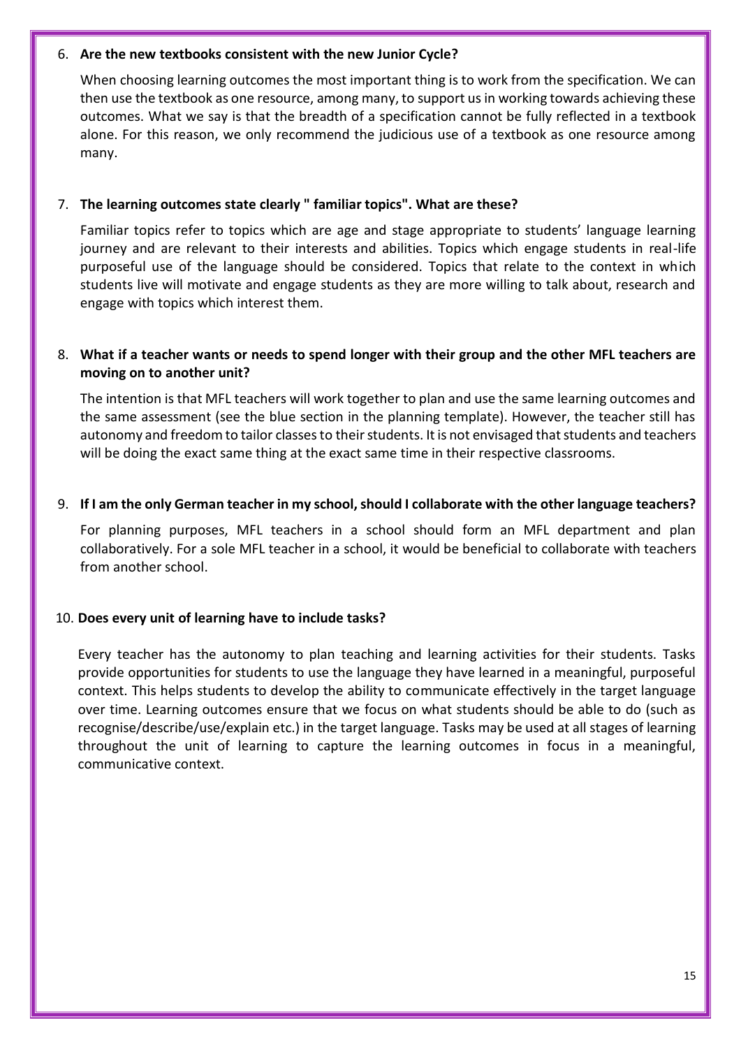6. **Are the new textbooks consistent with the new Junior Cycle?**

   When choosing learning outcomes the most important thing is to work from the specification. We can then use the textbook as one resource, among many, to support us in working towards achieving these outcomes. What we say is that the breadth of a specification cannot be fully reflected in a textbook alone. For this reason, we only recommend the judicious use of a textbook as one resource among many.

7. **The learning outcomes state clearly " familiar topics". What are these?**

   Familiar topics refer to topics which are age and stage appropriate to students' language learning journey and are relevant to their interests and abilities. Topics which engage students in real-life purposeful use of the language should be considered. Topics that relate to the context in which students live will motivate and engage students as they are more willing to talk about, research and engage with topics which interest them.

8. **What if a teacher wants or needs to spend longer with their group and the other MFL teachers are moving on to another unit?**

   The intention is that MFL teachers will work together to plan and use the same learning outcomes and the same assessment (see the blue section in the planning template). However, the teacher still has autonomy and freedom to tailor classes to their students. It is not envisaged that students and teachers will be doing the exact same thing at the exact same time in their respective classrooms.

9. **If I am the only German teacher in my school, should I collaborate with the other language teachers?**

   For planning purposes, MFL teachers in a school should form an MFL department and plan collaboratively. For a sole MFL teacher in a school, it would be beneficial to collaborate with teachers from another school.

10. **Does every unit of learning have to include tasks?**

    Every teacher has the autonomy to plan teaching and learning activities for their students. Tasks provide opportunities for students to use the language they have learned in a meaningful, purposeful context. This helps students to develop the ability to communicate effectively in the target language over time. Learning outcomes ensure that we focus on what students should be able to do (such as recognise/describe/use/explain etc.) in the target language. Tasks may be used at all stages of learning throughout the unit of learning to capture the learning outcomes in focus in a meaningful, communicative context.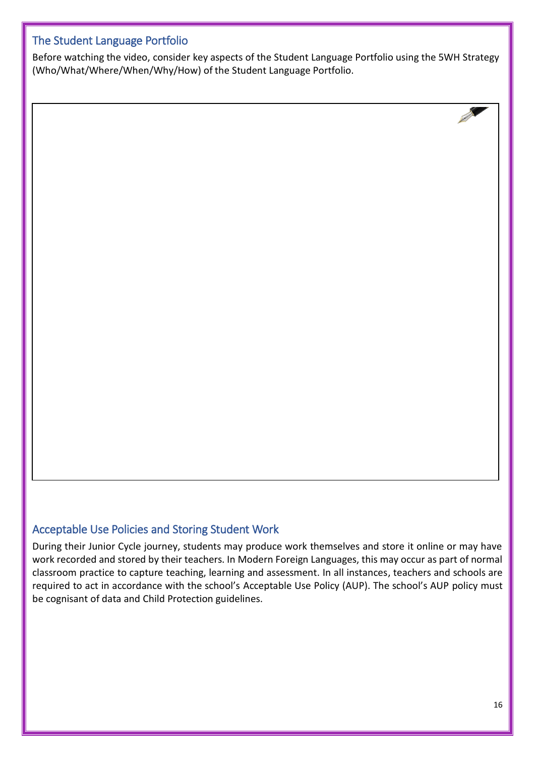## The Student Language Portfolio

Before watching the video, consider key aspects of the Student Language Portfolio using the 5WH Strategy (Who/What/Where/When/Why/How) of the Student Language Portfolio.

## Acceptable Use Policies and Storing Student Work

During their Junior Cycle journey, students may produce work themselves and store it online or may have work recorded and stored by their teachers. In Modern Foreign Languages, this may occur as part of normal classroom practice to capture teaching, learning and assessment. In all instances, teachers and schools are required to act in accordance with the school's Acceptable Use Policy (AUP). The school's AUP policy must be cognisant of data and Child Protection guidelines.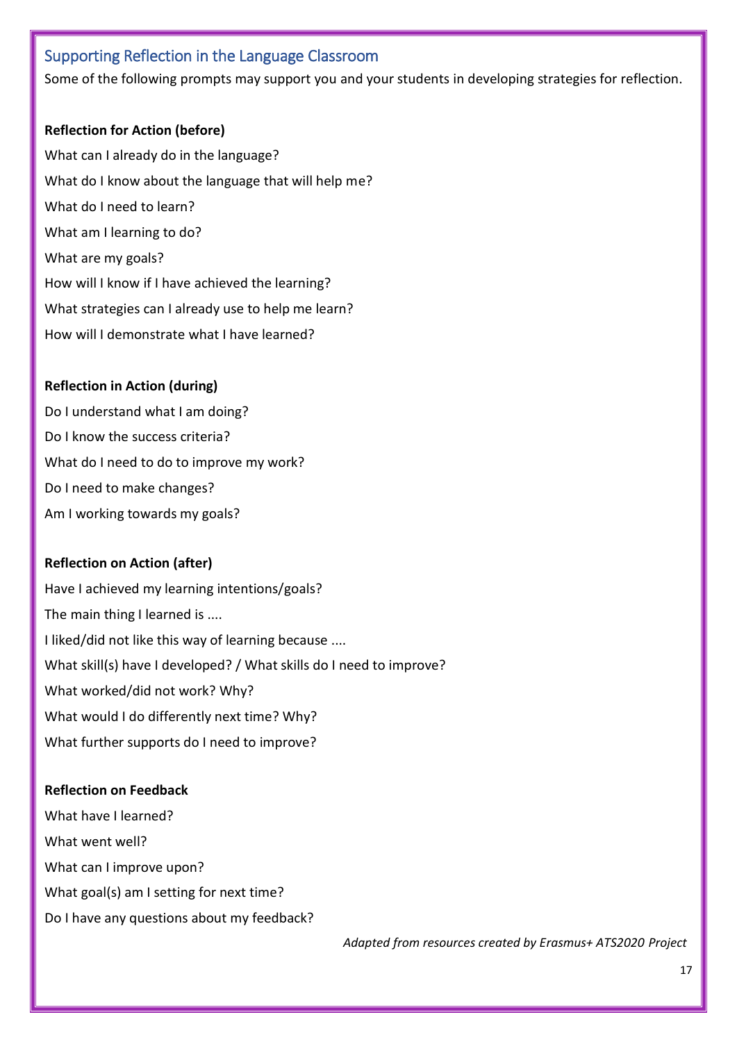## Supporting Reflection in the Language Classroom

Some of the following prompts may support you and your students in developing strategies for reflection.

**Reflection for Action (before)**

What can I already do in the language?

What do I know about the language that will help me?

What do I need to learn?

What am I learning to do?

What are my goals?

How will I know if I have achieved the learning?

What strategies can I already use to help me learn?

How will I demonstrate what I have learned?

**Reflection in Action (during)**

Do I understand what I am doing?

Do I know the success criteria?

What do I need to do to improve my work?

Do I need to make changes?

Am I working towards my goals?

**Reflection on Action (after)**

Have I achieved my learning intentions/goals?

The main thing I learned is ....

I liked/did not like this way of learning because ....

What skill(s) have I developed? / What skills do I need to improve?

What worked/did not work? Why?

What would I do differently next time? Why?

What further supports do I need to improve?

**Reflection on Feedback**

What have I learned?

What went well?

What can I improve upon?

What goal(s) am I setting for next time?

Do I have any questions about my feedback?

*Adapted from resources created by Erasmus+ ATS2020 Project*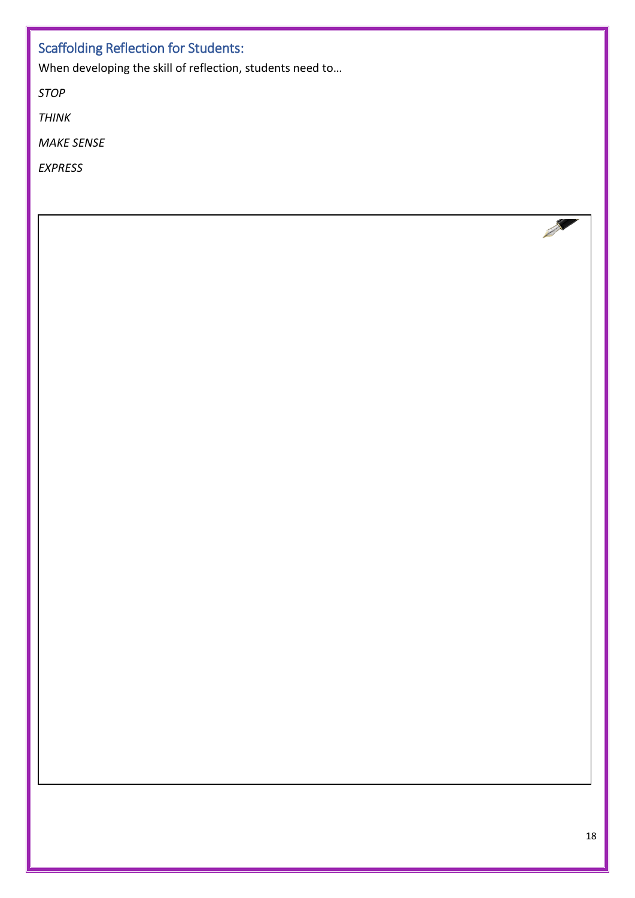## Scaffolding Reflection for Students:

When developing the skill of reflection, students need to…

*STOP*

*THINK*

*MAKE SENSE*

*EXPRESS*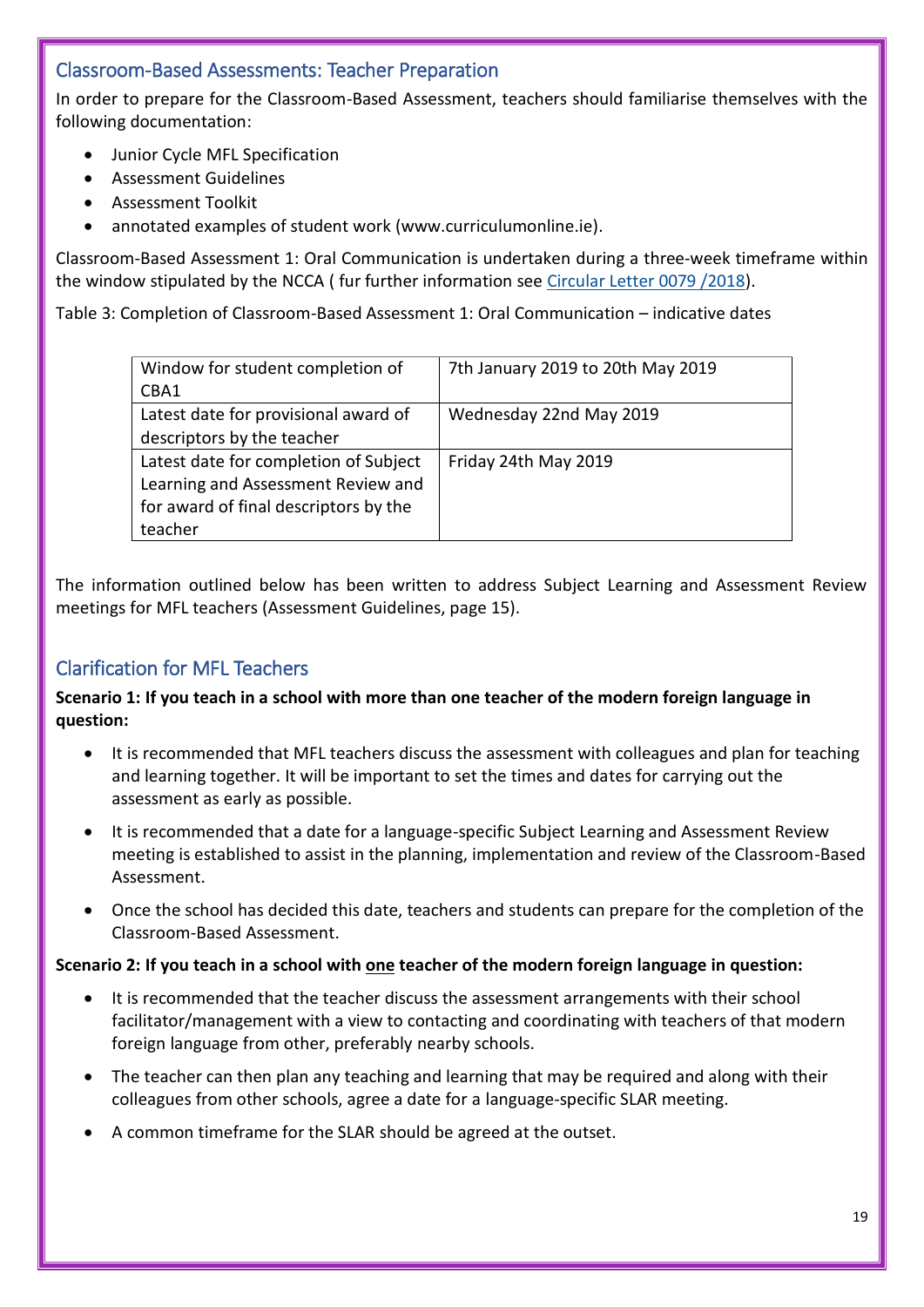## Classroom-Based Assessments: Teacher Preparation

In order to prepare for the Classroom-Based Assessment, teachers should familiarise themselves with the following documentation:

- Junior Cycle MFL Specification
- Assessment Guidelines
- Assessment Toolkit
- annotated examples of student work (www.curriculumonline.ie).

Classroom-Based Assessment 1: Oral Communication is undertaken during a three-week timeframe within the window stipulated by the NCCA ( fur further information see Circular Letter 0079 /2018).

Table 3: Completion of Classroom-Based Assessment 1: Oral Communication – indicative dates

| | |
|---|---|
| Window for student completion of CBA1 | 7th January 2019 to 20th May 2019 |
| Latest date for provisional award of descriptors by the teacher | Wednesday 22nd May 2019 |
| Latest date for completion of Subject Learning and Assessment Review and for award of final descriptors by the teacher | Friday 24th May 2019 |

The information outlined below has been written to address Subject Learning and Assessment Review meetings for MFL teachers (Assessment Guidelines, page 15).

## Clarification for MFL Teachers

**Scenario 1: If you teach in a school with more than one teacher of the modern foreign language in question:**

- It is recommended that MFL teachers discuss the assessment with colleagues and plan for teaching and learning together. It will be important to set the times and dates for carrying out the assessment as early as possible.
- It is recommended that a date for a language-specific Subject Learning and Assessment Review meeting is established to assist in the planning, implementation and review of the Classroom-Based Assessment.
- Once the school has decided this date, teachers and students can prepare for the completion of the Classroom-Based Assessment.

**Scenario 2: If you teach in a school with <u>one</u> teacher of the modern foreign language in question:**

- It is recommended that the teacher discuss the assessment arrangements with their school facilitator/management with a view to contacting and coordinating with teachers of that modern foreign language from other, preferably nearby schools.
- The teacher can then plan any teaching and learning that may be required and along with their colleagues from other schools, agree a date for a language-specific SLAR meeting.
- A common timeframe for the SLAR should be agreed at the outset.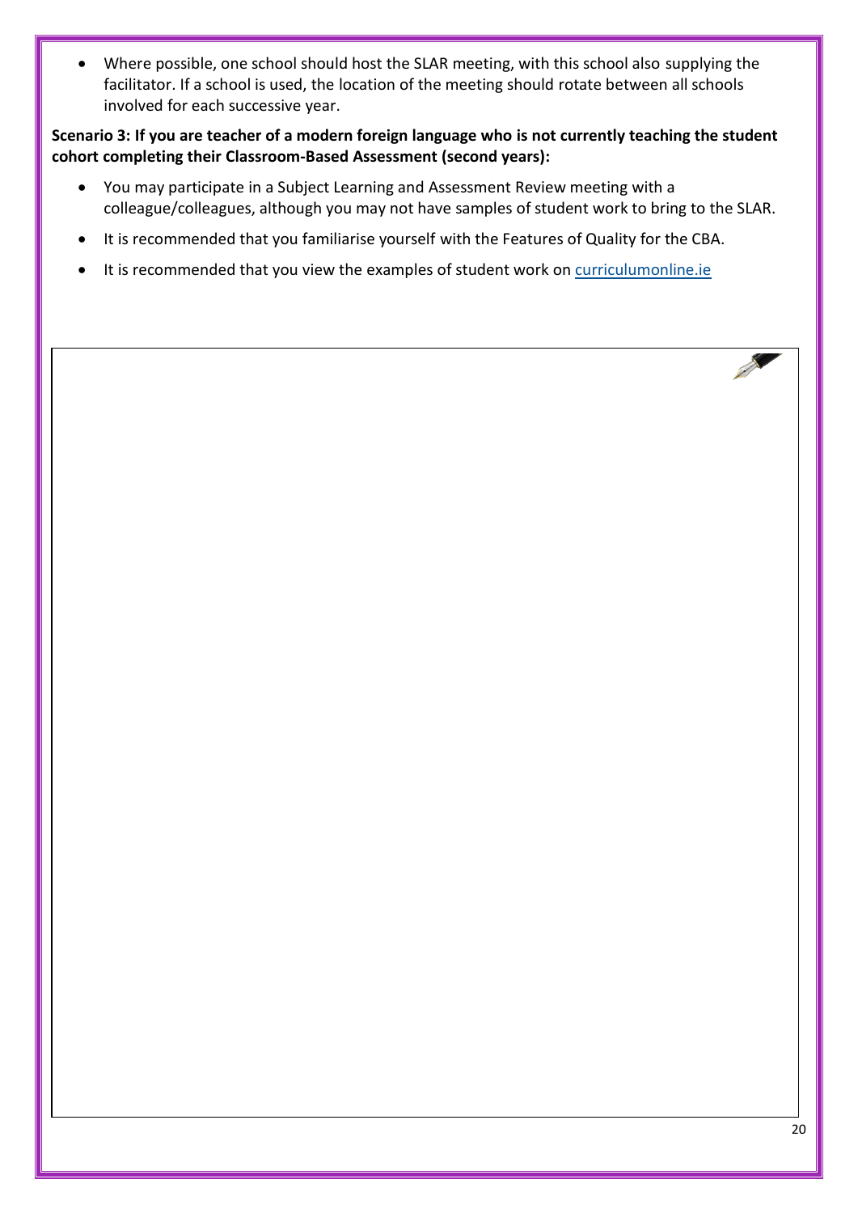- Where possible, one school should host the SLAR meeting, with this school also supplying the facilitator. If a school is used, the location of the meeting should rotate between all schools involved for each successive year.

**Scenario 3: If you are teacher of a modern foreign language who is not currently teaching the student cohort completing their Classroom-Based Assessment (second years):**

- You may participate in a Subject Learning and Assessment Review meeting with a colleague/colleagues, although you may not have samples of student work to bring to the SLAR.
- It is recommended that you familiarise yourself with the Features of Quality for the CBA.
- It is recommended that you view the examples of student work on [curriculumonline.ie](curriculumonline.ie)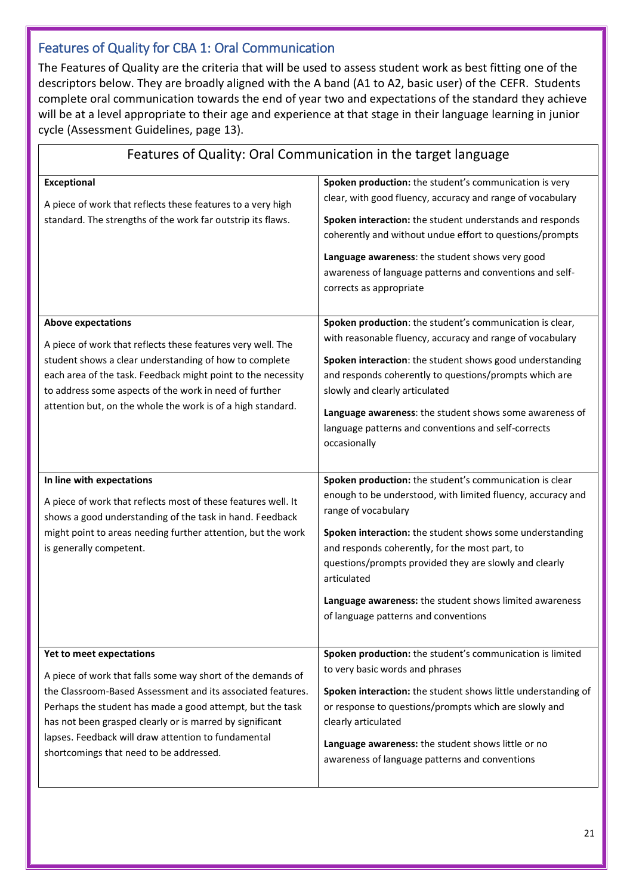## Features of Quality for CBA 1: Oral Communication

The Features of Quality are the criteria that will be used to assess student work as best fitting one of the descriptors below. They are broadly aligned with the A band (A1 to A2, basic user) of the CEFR. Students complete oral communication towards the end of year two and expectations of the standard they achieve will be at a level appropriate to their age and experience at that stage in their language learning in junior cycle (Assessment Guidelines, page 13).

| Features of Quality: Oral Communication in the target language | |
|---|---|
| **Exceptional**<br><br>A piece of work that reflects these features to a very high standard. The strengths of the work far outstrip its flaws. | **Spoken production:** the student's communication is very clear, with good fluency, accuracy and range of vocabulary<br><br>**Spoken interaction:** the student understands and responds coherently and without undue effort to questions/prompts<br><br>**Language awareness**: the student shows very good awareness of language patterns and conventions and self-corrects as appropriate |
| **Above expectations**<br><br>A piece of work that reflects these features very well. The student shows a clear understanding of how to complete each area of the task. Feedback might point to the necessity to address some aspects of the work in need of further attention but, on the whole the work is of a high standard. | **Spoken production**: the student's communication is clear, with reasonable fluency, accuracy and range of vocabulary<br><br>**Spoken interaction**: the student shows good understanding and responds coherently to questions/prompts which are slowly and clearly articulated<br><br>**Language awareness**: the student shows some awareness of language patterns and conventions and self-corrects occasionally |
| **In line with expectations**<br><br>A piece of work that reflects most of these features well. It shows a good understanding of the task in hand. Feedback might point to areas needing further attention, but the work is generally competent. | **Spoken production:** the student's communication is clear enough to be understood, with limited fluency, accuracy and range of vocabulary<br><br>**Spoken interaction:** the student shows some understanding and responds coherently, for the most part, to questions/prompts provided they are slowly and clearly articulated<br><br>**Language awareness:** the student shows limited awareness of language patterns and conventions |
| **Yet to meet expectations**<br><br>A piece of work that falls some way short of the demands of the Classroom-Based Assessment and its associated features. Perhaps the student has made a good attempt, but the task has not been grasped clearly or is marred by significant lapses. Feedback will draw attention to fundamental shortcomings that need to be addressed. | **Spoken production:** the student's communication is limited to very basic words and phrases<br><br>**Spoken interaction:** the student shows little understanding of or response to questions/prompts which are slowly and clearly articulated<br><br>**Language awareness:** the student shows little or no awareness of language patterns and conventions |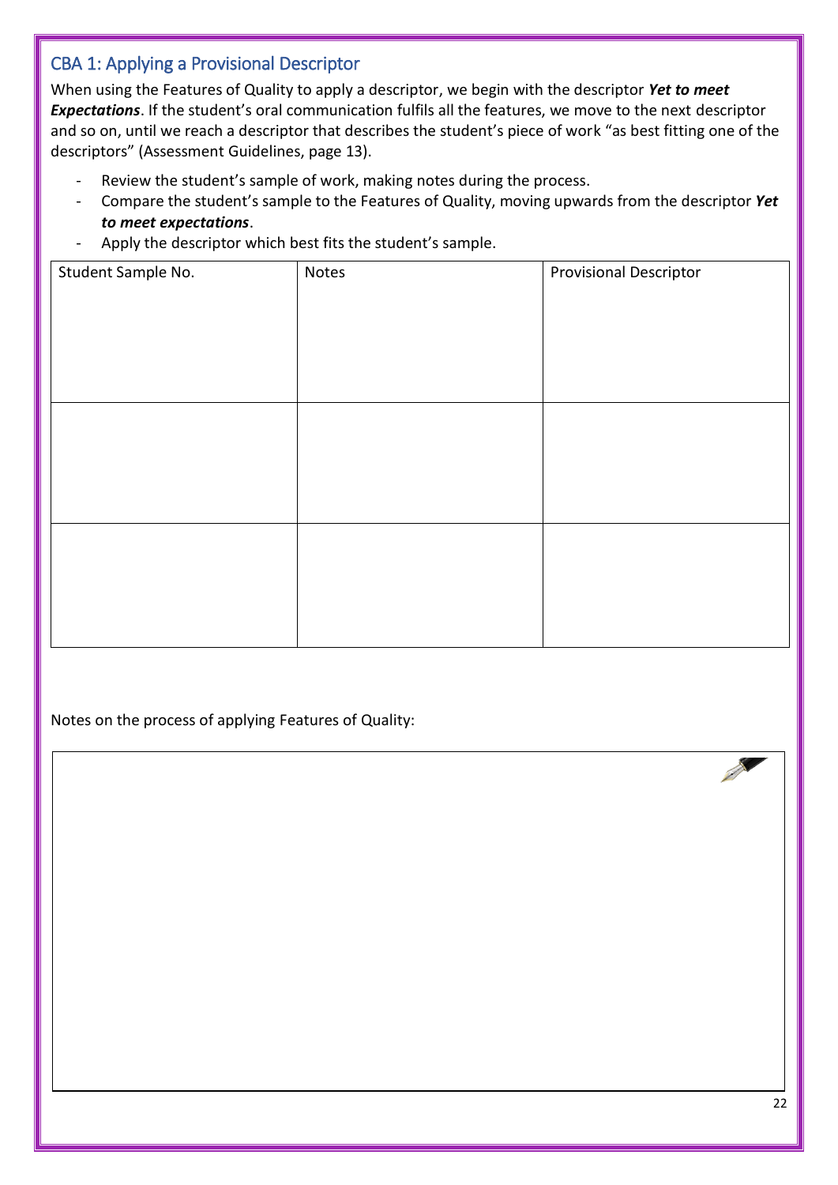## CBA 1: Applying a Provisional Descriptor

When using the Features of Quality to apply a descriptor, we begin with the descriptor ***Yet to meet Expectations***. If the student's oral communication fulfils all the features, we move to the next descriptor and so on, until we reach a descriptor that describes the student's piece of work "as best fitting one of the descriptors" (Assessment Guidelines, page 13).

- Review the student's sample of work, making notes during the process.
- Compare the student's sample to the Features of Quality, moving upwards from the descriptor ***Yet to meet expectations***.
- Apply the descriptor which best fits the student's sample.

| Student Sample No. | Notes | Provisional Descriptor |
|---|---|---|
| | | |
| | | |
| | | |

Notes on the process of applying Features of Quality: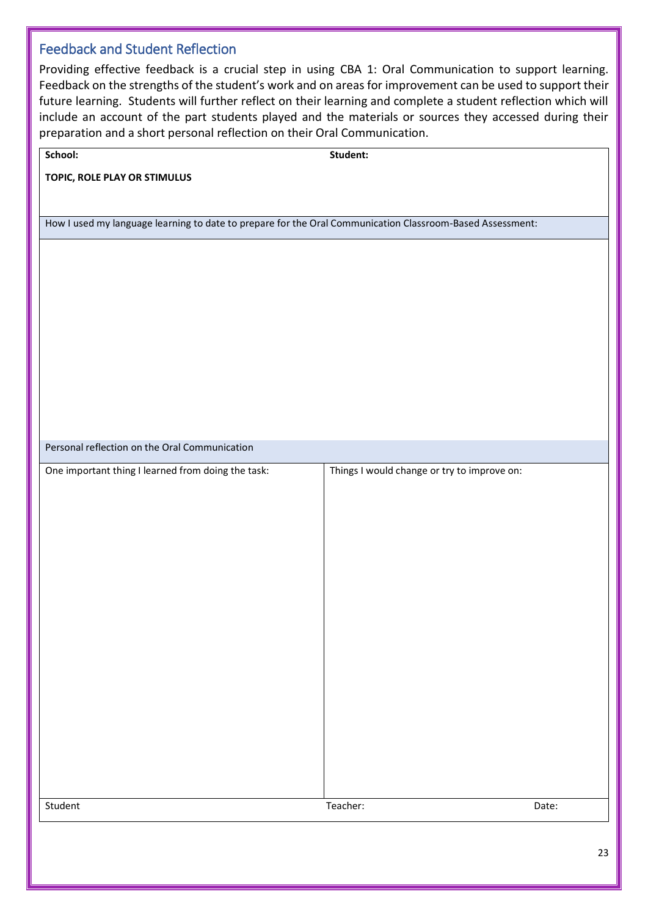## Feedback and Student Reflection

Providing effective feedback is a crucial step in using CBA 1: Oral Communication to support learning. Feedback on the strengths of the student's work and on areas for improvement can be used to support their future learning. Students will further reflect on their learning and complete a student reflection which will include an account of the part students played and the materials or sources they accessed during their preparation and a short personal reflection on their Oral Communication.

| **School:** | **Student:** | |
|---|---|---|
| **TOPIC, ROLE PLAY OR STIMULUS** | | |
| How I used my language learning to date to prepare for the Oral Communication Classroom-Based Assessment: | | |
| | | |
| Personal reflection on the Oral Communication | | |
| One important thing I learned from doing the task: | Things I would change or try to improve on: | |
| | | |
| Student | Teacher: | Date: |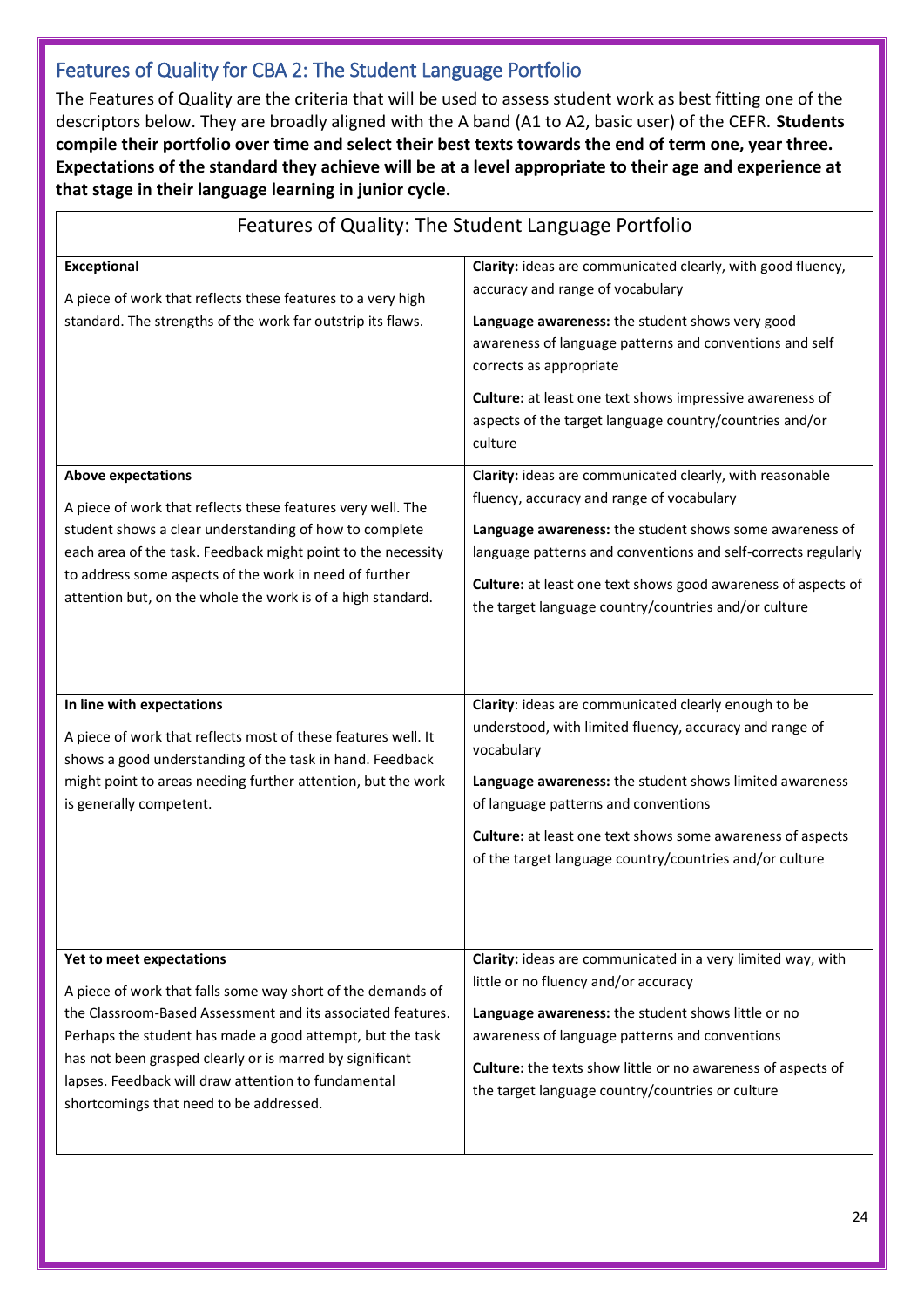## Features of Quality for CBA 2: The Student Language Portfolio

The Features of Quality are the criteria that will be used to assess student work as best fitting one of the descriptors below. They are broadly aligned with the A band (A1 to A2, basic user) of the CEFR. **Students compile their portfolio over time and select their best texts towards the end of term one, year three. Expectations of the standard they achieve will be at a level appropriate to their age and experience at that stage in their language learning in junior cycle.**

| Features of Quality: The Student Language Portfolio | |
|---|---|
| **Exceptional**<br><br>A piece of work that reflects these features to a very high standard. The strengths of the work far outstrip its flaws. | **Clarity:** ideas are communicated clearly, with good fluency, accuracy and range of vocabulary<br><br>**Language awareness:** the student shows very good awareness of language patterns and conventions and self corrects as appropriate<br><br>**Culture:** at least one text shows impressive awareness of aspects of the target language country/countries and/or culture |
| **Above expectations**<br><br>A piece of work that reflects these features very well. The student shows a clear understanding of how to complete each area of the task. Feedback might point to the necessity to address some aspects of the work in need of further attention but, on the whole the work is of a high standard. | **Clarity:** ideas are communicated clearly, with reasonable fluency, accuracy and range of vocabulary<br><br>**Language awareness:** the student shows some awareness of language patterns and conventions and self-corrects regularly<br><br>**Culture:** at least one text shows good awareness of aspects of the target language country/countries and/or culture |
| **In line with expectations**<br><br>A piece of work that reflects most of these features well. It shows a good understanding of the task in hand. Feedback might point to areas needing further attention, but the work is generally competent. | **Clarity**: ideas are communicated clearly enough to be understood, with limited fluency, accuracy and range of vocabulary<br><br>**Language awareness:** the student shows limited awareness of language patterns and conventions<br><br>**Culture:** at least one text shows some awareness of aspects of the target language country/countries and/or culture |
| **Yet to meet expectations**<br><br>A piece of work that falls some way short of the demands of the Classroom-Based Assessment and its associated features. Perhaps the student has made a good attempt, but the task has not been grasped clearly or is marred by significant lapses. Feedback will draw attention to fundamental shortcomings that need to be addressed. | **Clarity:** ideas are communicated in a very limited way, with little or no fluency and/or accuracy<br><br>**Language awareness:** the student shows little or no awareness of language patterns and conventions<br><br>**Culture:** the texts show little or no awareness of aspects of the target language country/countries or culture |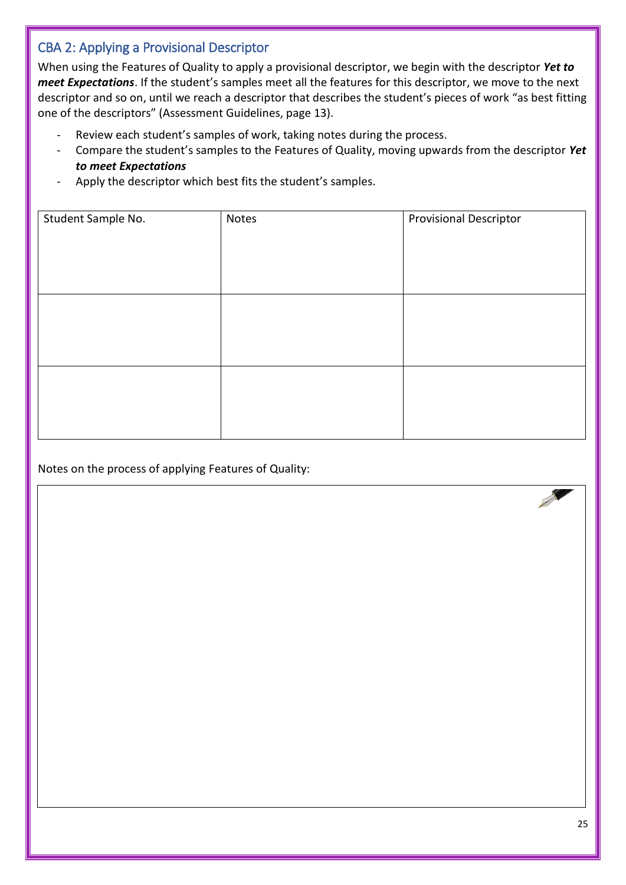## CBA 2: Applying a Provisional Descriptor

When using the Features of Quality to apply a provisional descriptor, we begin with the descriptor ***Yet to meet Expectations***. If the student's samples meet all the features for this descriptor, we move to the next descriptor and so on, until we reach a descriptor that describes the student's pieces of work "as best fitting one of the descriptors" (Assessment Guidelines, page 13).

- Review each student's samples of work, taking notes during the process.
- Compare the student's samples to the Features of Quality, moving upwards from the descriptor ***Yet to meet Expectations***
- Apply the descriptor which best fits the student's samples.

| Student Sample No. | Notes | Provisional Descriptor |
|---|---|---|
| | | |
| | | |

Notes on the process of applying Features of Quality: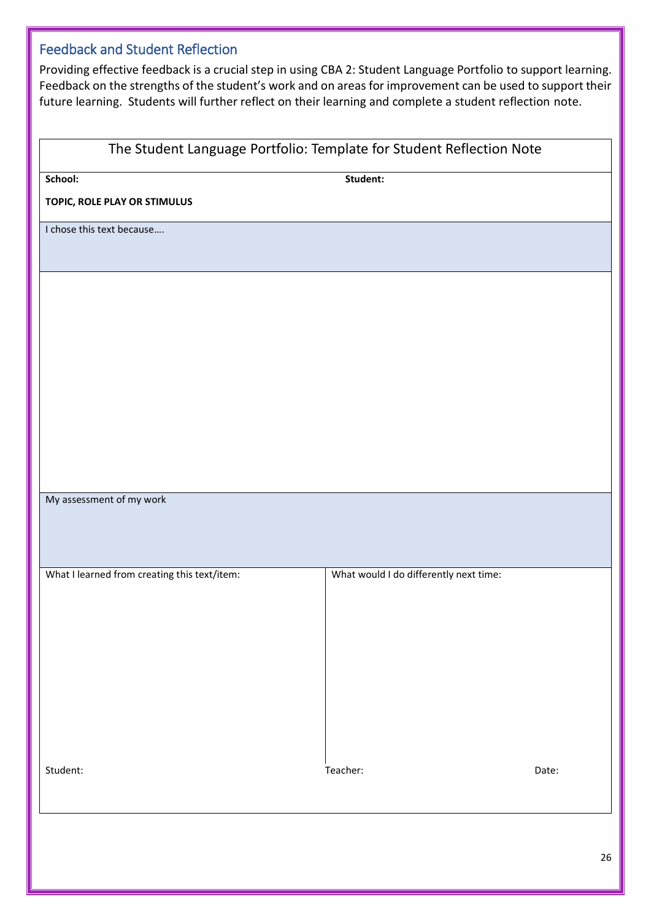## Feedback and Student Reflection

Providing effective feedback is a crucial step in using CBA 2: Student Language Portfolio to support learning. Feedback on the strengths of the student's work and on areas for improvement can be used to support their future learning. Students will further reflect on their learning and complete a student reflection note.

| The Student Language Portfolio: Template for Student Reflection Note | | |
|---|---|---|
| **School:** | **Student:** | |
| **TOPIC, ROLE PLAY OR STIMULUS** | | |
| I chose this text because…. | | |
| | | |
| My assessment of my work | | |
| What I learned from creating this text/item: | What would I do differently next time: | |
| Student: | Teacher: | Date: |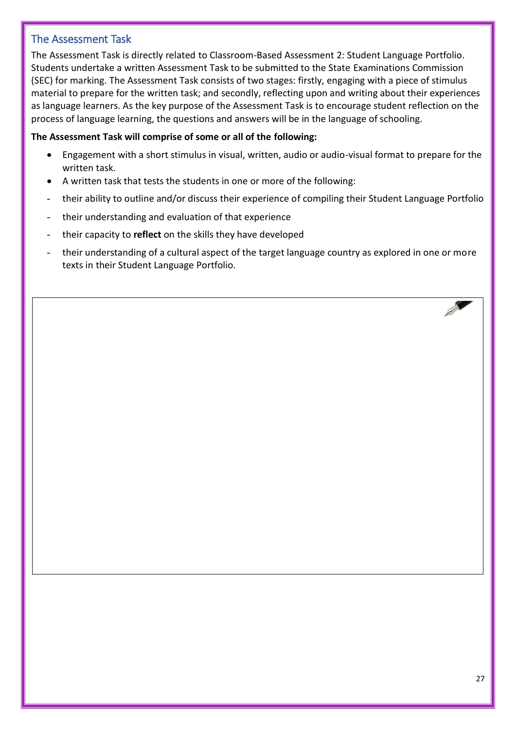## The Assessment Task

The Assessment Task is directly related to Classroom-Based Assessment 2: Student Language Portfolio. Students undertake a written Assessment Task to be submitted to the State Examinations Commission (SEC) for marking. The Assessment Task consists of two stages: firstly, engaging with a piece of stimulus material to prepare for the written task; and secondly, reflecting upon and writing about their experiences as language learners. As the key purpose of the Assessment Task is to encourage student reflection on the process of language learning, the questions and answers will be in the language of schooling.

**The Assessment Task will comprise of some or all of the following:**

- Engagement with a short stimulus in visual, written, audio or audio-visual format to prepare for the written task.
- A written task that tests the students in one or more of the following:
  - their ability to outline and/or discuss their experience of compiling their Student Language Portfolio
  - their understanding and evaluation of that experience
  - their capacity to **reflect** on the skills they have developed
  - their understanding of a cultural aspect of the target language country as explored in one or more texts in their Student Language Portfolio.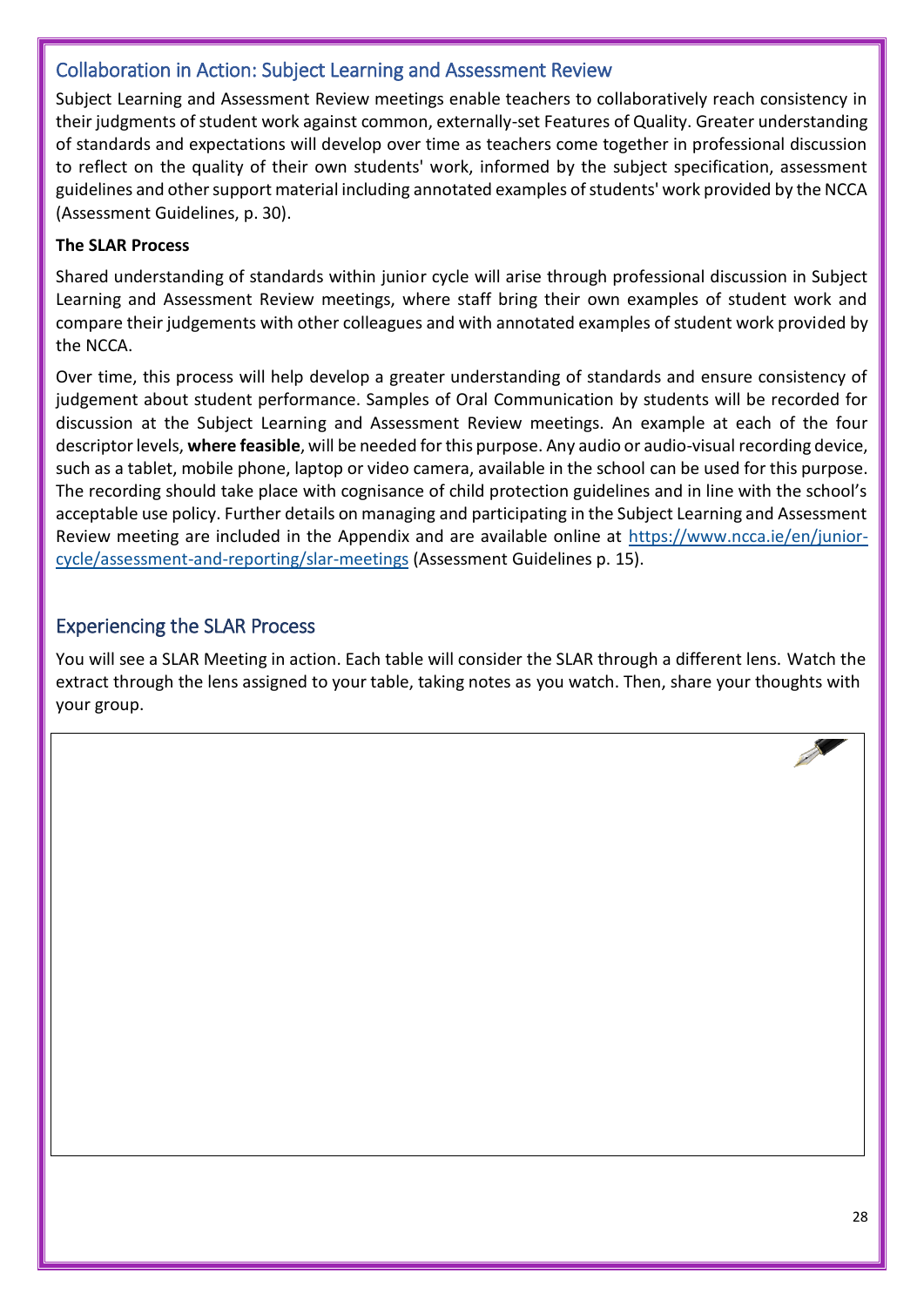## Collaboration in Action: Subject Learning and Assessment Review

Subject Learning and Assessment Review meetings enable teachers to collaboratively reach consistency in their judgments of student work against common, externally-set Features of Quality. Greater understanding of standards and expectations will develop over time as teachers come together in professional discussion to reflect on the quality of their own students' work, informed by the subject specification, assessment guidelines and other support material including annotated examples of students' work provided by the NCCA (Assessment Guidelines, p. 30).

**The SLAR Process**

Shared understanding of standards within junior cycle will arise through professional discussion in Subject Learning and Assessment Review meetings, where staff bring their own examples of student work and compare their judgements with other colleagues and with annotated examples of student work provided by the NCCA.

Over time, this process will help develop a greater understanding of standards and ensure consistency of judgement about student performance. Samples of Oral Communication by students will be recorded for discussion at the Subject Learning and Assessment Review meetings. An example at each of the four descriptor levels, **where feasible**, will be needed for this purpose. Any audio or audio-visual recording device, such as a tablet, mobile phone, laptop or video camera, available in the school can be used for this purpose. The recording should take place with cognisance of child protection guidelines and in line with the school's acceptable use policy. Further details on managing and participating in the Subject Learning and Assessment Review meeting are included in the Appendix and are available online at https://www.ncca.ie/en/junior-cycle/assessment-and-reporting/slar-meetings (Assessment Guidelines p. 15).

## Experiencing the SLAR Process

You will see a SLAR Meeting in action. Each table will consider the SLAR through a different lens. Watch the extract through the lens assigned to your table, taking notes as you watch. Then, share your thoughts with your group.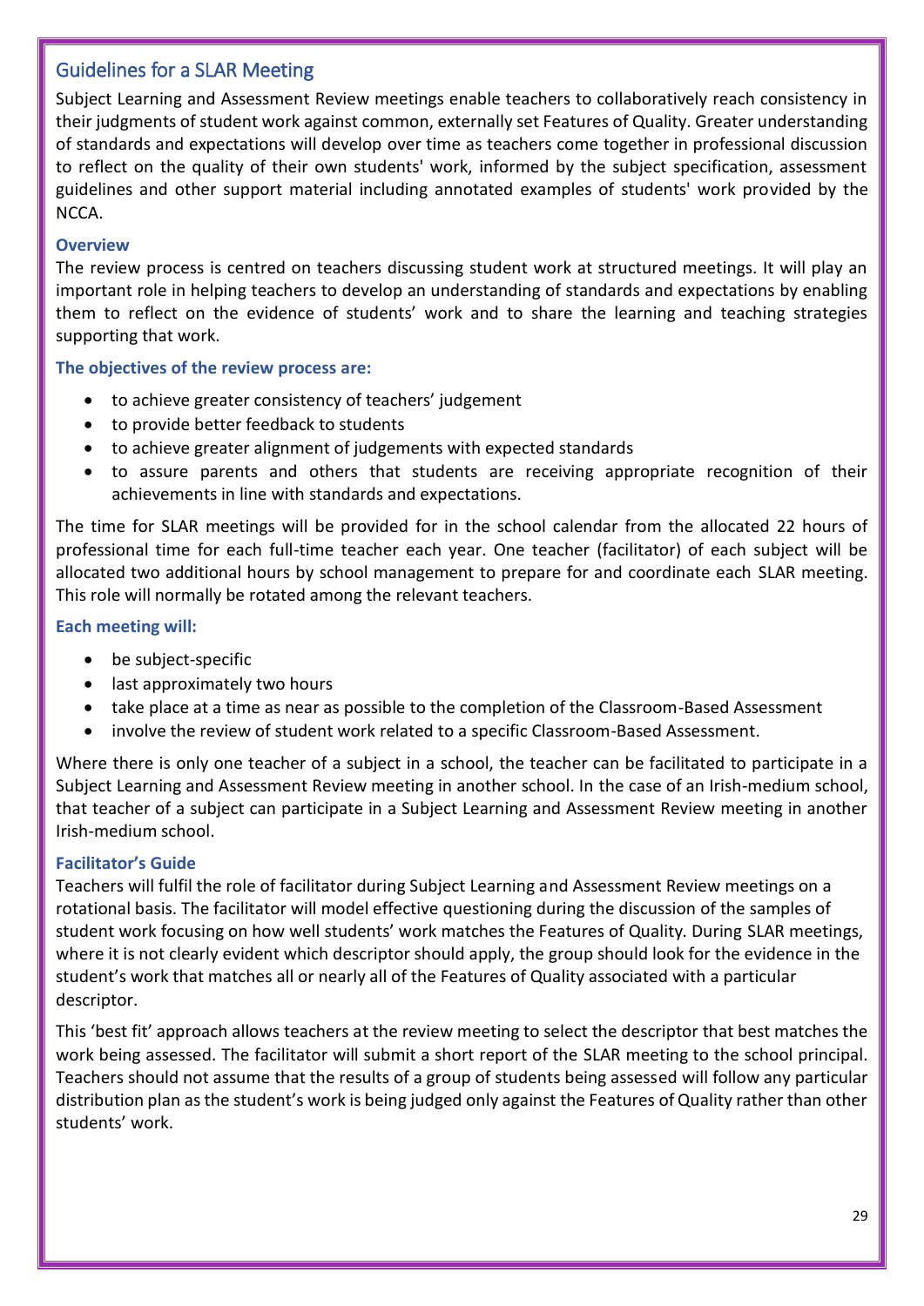## Guidelines for a SLAR Meeting

Subject Learning and Assessment Review meetings enable teachers to collaboratively reach consistency in their judgments of student work against common, externally set Features of Quality. Greater understanding of standards and expectations will develop over time as teachers come together in professional discussion to reflect on the quality of their own students' work, informed by the subject specification, assessment guidelines and other support material including annotated examples of students' work provided by the NCCA.

### Overview

The review process is centred on teachers discussing student work at structured meetings. It will play an important role in helping teachers to develop an understanding of standards and expectations by enabling them to reflect on the evidence of students' work and to share the learning and teaching strategies supporting that work.

**The objectives of the review process are:**

- to achieve greater consistency of teachers' judgement
- to provide better feedback to students
- to achieve greater alignment of judgements with expected standards
- to assure parents and others that students are receiving appropriate recognition of their achievements in line with standards and expectations.

The time for SLAR meetings will be provided for in the school calendar from the allocated 22 hours of professional time for each full-time teacher each year. One teacher (facilitator) of each subject will be allocated two additional hours by school management to prepare for and coordinate each SLAR meeting. This role will normally be rotated among the relevant teachers.

**Each meeting will:**

- be subject-specific
- last approximately two hours
- take place at a time as near as possible to the completion of the Classroom-Based Assessment
- involve the review of student work related to a specific Classroom-Based Assessment.

Where there is only one teacher of a subject in a school, the teacher can be facilitated to participate in a Subject Learning and Assessment Review meeting in another school. In the case of an Irish-medium school, that teacher of a subject can participate in a Subject Learning and Assessment Review meeting in another Irish-medium school.

### Facilitator's Guide

Teachers will fulfil the role of facilitator during Subject Learning and Assessment Review meetings on a rotational basis. The facilitator will model effective questioning during the discussion of the samples of student work focusing on how well students' work matches the Features of Quality. During SLAR meetings, where it is not clearly evident which descriptor should apply, the group should look for the evidence in the student's work that matches all or nearly all of the Features of Quality associated with a particular descriptor.

This 'best fit' approach allows teachers at the review meeting to select the descriptor that best matches the work being assessed. The facilitator will submit a short report of the SLAR meeting to the school principal. Teachers should not assume that the results of a group of students being assessed will follow any particular distribution plan as the student's work is being judged only against the Features of Quality rather than other students' work.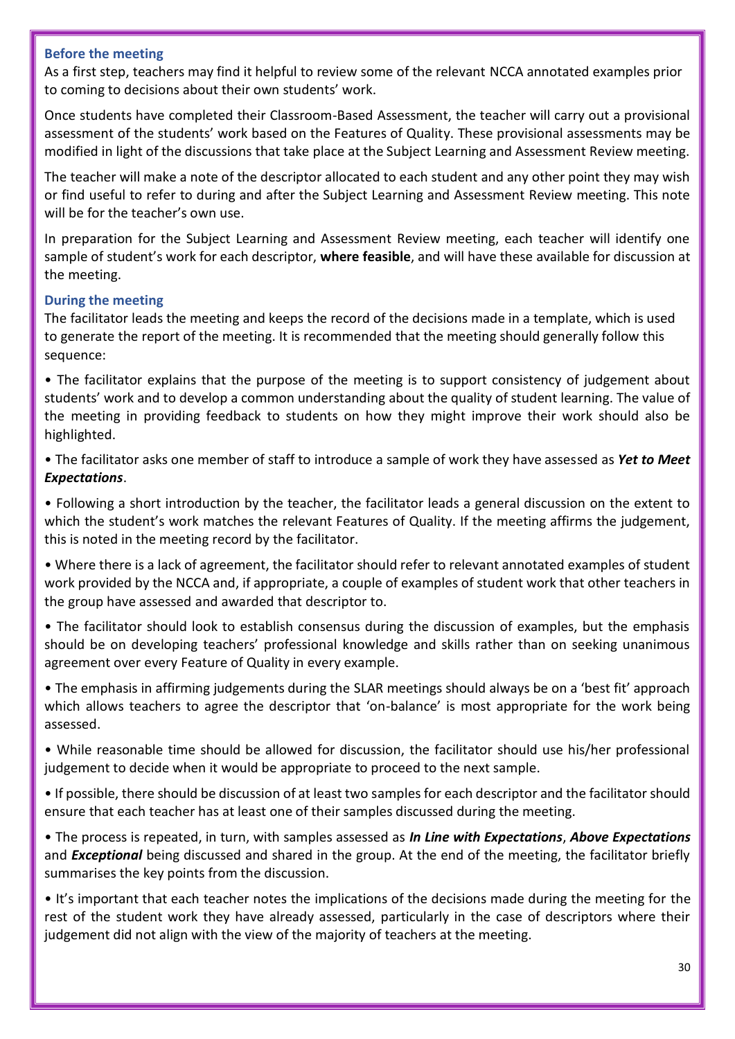### Before the meeting

As a first step, teachers may find it helpful to review some of the relevant NCCA annotated examples prior to coming to decisions about their own students' work.

Once students have completed their Classroom-Based Assessment, the teacher will carry out a provisional assessment of the students' work based on the Features of Quality. These provisional assessments may be modified in light of the discussions that take place at the Subject Learning and Assessment Review meeting.

The teacher will make a note of the descriptor allocated to each student and any other point they may wish or find useful to refer to during and after the Subject Learning and Assessment Review meeting. This note will be for the teacher's own use.

In preparation for the Subject Learning and Assessment Review meeting, each teacher will identify one sample of student's work for each descriptor, **where feasible**, and will have these available for discussion at the meeting.

### During the meeting

The facilitator leads the meeting and keeps the record of the decisions made in a template, which is used to generate the report of the meeting. It is recommended that the meeting should generally follow this sequence:

- The facilitator explains that the purpose of the meeting is to support consistency of judgement about students' work and to develop a common understanding about the quality of student learning. The value of the meeting in providing feedback to students on how they might improve their work should also be highlighted.
- The facilitator asks one member of staff to introduce a sample of work they have assessed as ***Yet to Meet Expectations***.
- Following a short introduction by the teacher, the facilitator leads a general discussion on the extent to which the student's work matches the relevant Features of Quality. If the meeting affirms the judgement, this is noted in the meeting record by the facilitator.
- Where there is a lack of agreement, the facilitator should refer to relevant annotated examples of student work provided by the NCCA and, if appropriate, a couple of examples of student work that other teachers in the group have assessed and awarded that descriptor to.
- The facilitator should look to establish consensus during the discussion of examples, but the emphasis should be on developing teachers' professional knowledge and skills rather than on seeking unanimous agreement over every Feature of Quality in every example.
- The emphasis in affirming judgements during the SLAR meetings should always be on a 'best fit' approach which allows teachers to agree the descriptor that 'on-balance' is most appropriate for the work being assessed.
- While reasonable time should be allowed for discussion, the facilitator should use his/her professional judgement to decide when it would be appropriate to proceed to the next sample.
- If possible, there should be discussion of at least two samples for each descriptor and the facilitator should ensure that each teacher has at least one of their samples discussed during the meeting.
- The process is repeated, in turn, with samples assessed as ***In Line with Expectations***, ***Above Expectations*** and ***Exceptional*** being discussed and shared in the group. At the end of the meeting, the facilitator briefly summarises the key points from the discussion.
- It's important that each teacher notes the implications of the decisions made during the meeting for the rest of the student work they have already assessed, particularly in the case of descriptors where their judgement did not align with the view of the majority of teachers at the meeting.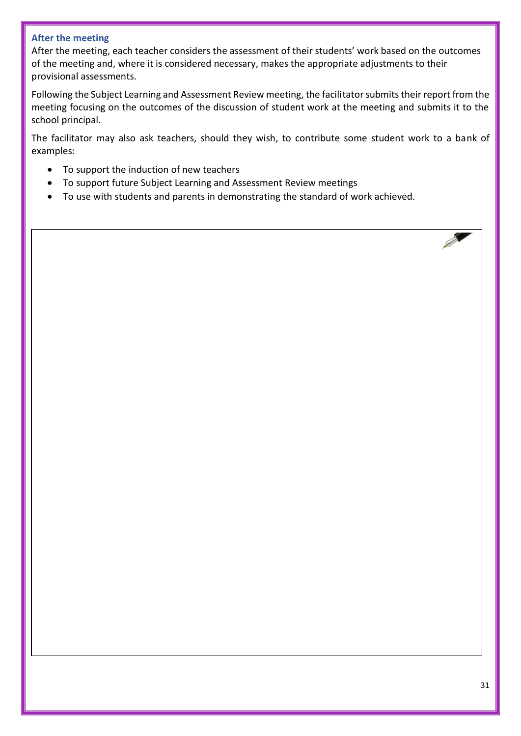### After the meeting

After the meeting, each teacher considers the assessment of their students' work based on the outcomes of the meeting and, where it is considered necessary, makes the appropriate adjustments to their provisional assessments.

Following the Subject Learning and Assessment Review meeting, the facilitator submits their report from the meeting focusing on the outcomes of the discussion of student work at the meeting and submits it to the school principal.

The facilitator may also ask teachers, should they wish, to contribute some student work to a bank of examples:

- To support the induction of new teachers
- To support future Subject Learning and Assessment Review meetings
- To use with students and parents in demonstrating the standard of work achieved.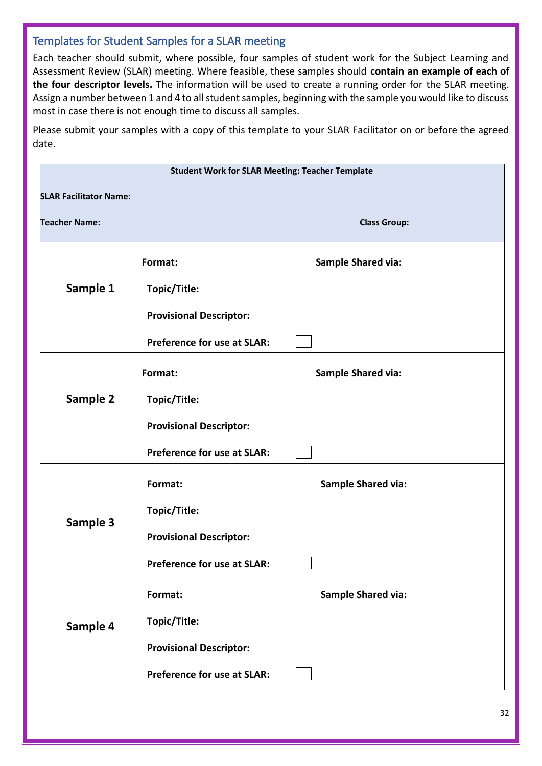## Templates for Student Samples for a SLAR meeting

Each teacher should submit, where possible, four samples of student work for the Subject Learning and Assessment Review (SLAR) meeting. Where feasible, these samples should **contain an example of each of the four descriptor levels.** The information will be used to create a running order for the SLAR meeting. Assign a number between 1 and 4 to all student samples, beginning with the sample you would like to discuss most in case there is not enough time to discuss all samples.

Please submit your samples with a copy of this template to your SLAR Facilitator on or before the agreed date.

| **Student Work for SLAR Meeting: Teacher Template** | | |
|---|---|---|
| **SLAR Facilitator Name:** | | |
| **Teacher Name:** | | **Class Group:** |
| **Sample 1** | **Format:**<br>**Topic/Title:**<br>**Provisional Descriptor:**<br>**Preference for use at SLAR:** ☐ | **Sample Shared via:** |
| **Sample 2** | **Format:**<br>**Topic/Title:**<br>**Provisional Descriptor:**<br>**Preference for use at SLAR:** ☐ | **Sample Shared via:** |
| **Sample 3** | **Format:**<br>**Topic/Title:**<br>**Provisional Descriptor:**<br>**Preference for use at SLAR:** ☐ | **Sample Shared via:** |
| **Sample 4** | **Format:**<br>**Topic/Title:**<br>**Provisional Descriptor:**<br>**Preference for use at SLAR:** ☐ | **Sample Shared via:** |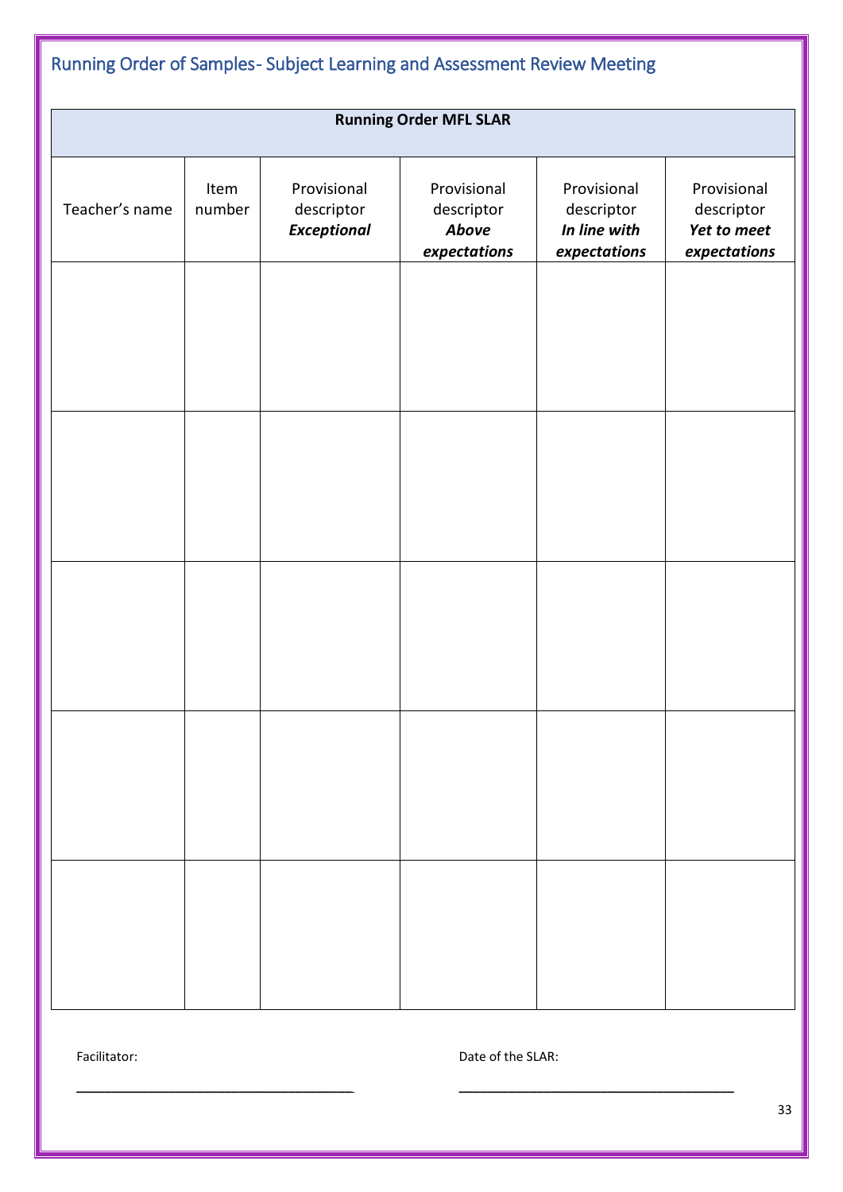## Running Order of Samples- Subject Learning and Assessment Review Meeting

| **Running Order MFL SLAR** | | | | | |
|---|---|---|---|---|---|
| Teacher's name | Item number | Provisional descriptor ***Exceptional*** | Provisional descriptor ***Above expectations*** | Provisional descriptor ***In line with expectations*** | Provisional descriptor ***Yet to meet expectations*** |
| | | | | | |
| | | | | | |
| | | | | | |
| | | | | | |
| | | | | | |

Facilitator: ___________________________________

Date of the SLAR: ___________________________________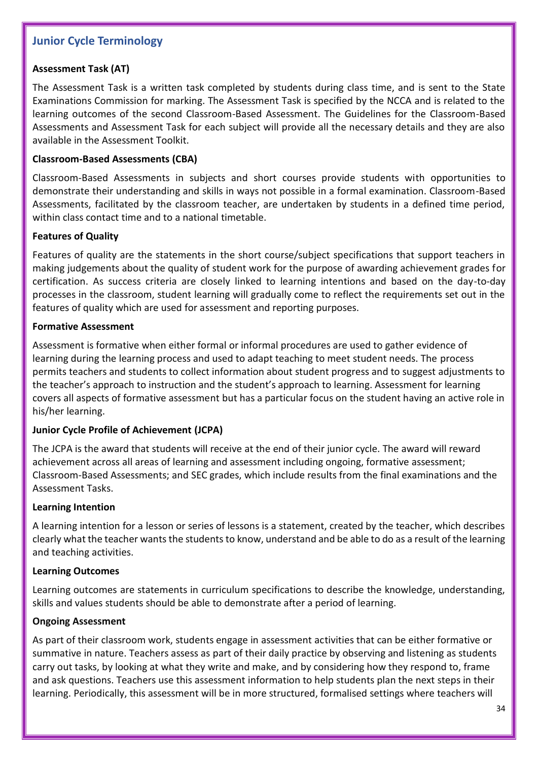## Junior Cycle Terminology

**Assessment Task (AT)**

The Assessment Task is a written task completed by students during class time, and is sent to the State Examinations Commission for marking. The Assessment Task is specified by the NCCA and is related to the learning outcomes of the second Classroom-Based Assessment. The Guidelines for the Classroom-Based Assessments and Assessment Task for each subject will provide all the necessary details and they are also available in the Assessment Toolkit.

**Classroom-Based Assessments (CBA)**

Classroom-Based Assessments in subjects and short courses provide students with opportunities to demonstrate their understanding and skills in ways not possible in a formal examination. Classroom-Based Assessments, facilitated by the classroom teacher, are undertaken by students in a defined time period, within class contact time and to a national timetable.

**Features of Quality**

Features of quality are the statements in the short course/subject specifications that support teachers in making judgements about the quality of student work for the purpose of awarding achievement grades for certification. As success criteria are closely linked to learning intentions and based on the day-to-day processes in the classroom, student learning will gradually come to reflect the requirements set out in the features of quality which are used for assessment and reporting purposes.

**Formative Assessment**

Assessment is formative when either formal or informal procedures are used to gather evidence of learning during the learning process and used to adapt teaching to meet student needs. The process permits teachers and students to collect information about student progress and to suggest adjustments to the teacher's approach to instruction and the student's approach to learning. Assessment for learning covers all aspects of formative assessment but has a particular focus on the student having an active role in his/her learning.

**Junior Cycle Profile of Achievement (JCPA)**

The JCPA is the award that students will receive at the end of their junior cycle. The award will reward achievement across all areas of learning and assessment including ongoing, formative assessment; Classroom-Based Assessments; and SEC grades, which include results from the final examinations and the Assessment Tasks.

**Learning Intention**

A learning intention for a lesson or series of lessons is a statement, created by the teacher, which describes clearly what the teacher wants the students to know, understand and be able to do as a result of the learning and teaching activities.

**Learning Outcomes**

Learning outcomes are statements in curriculum specifications to describe the knowledge, understanding, skills and values students should be able to demonstrate after a period of learning.

**Ongoing Assessment**

As part of their classroom work, students engage in assessment activities that can be either formative or summative in nature. Teachers assess as part of their daily practice by observing and listening as students carry out tasks, by looking at what they write and make, and by considering how they respond to, frame and ask questions. Teachers use this assessment information to help students plan the next steps in their learning. Periodically, this assessment will be in more structured, formalised settings where teachers will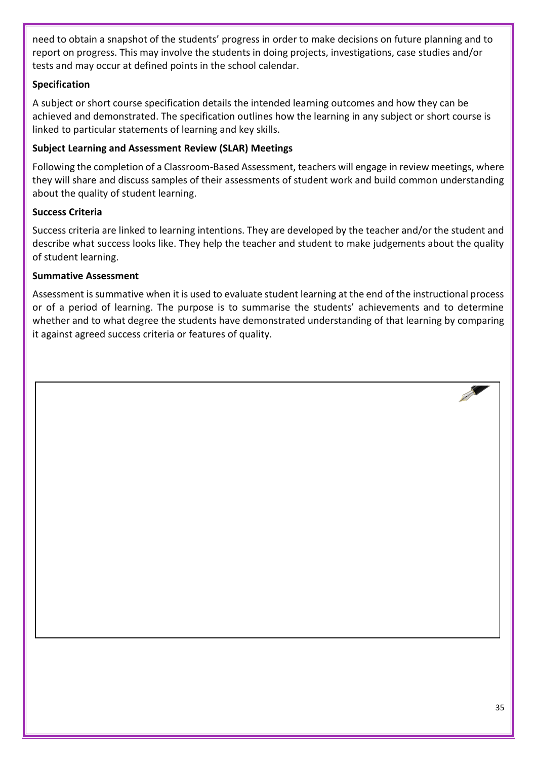need to obtain a snapshot of the students' progress in order to make decisions on future planning and to report on progress. This may involve the students in doing projects, investigations, case studies and/or tests and may occur at defined points in the school calendar.

**Specification**

A subject or short course specification details the intended learning outcomes and how they can be achieved and demonstrated. The specification outlines how the learning in any subject or short course is linked to particular statements of learning and key skills.

**Subject Learning and Assessment Review (SLAR) Meetings**

Following the completion of a Classroom-Based Assessment, teachers will engage in review meetings, where they will share and discuss samples of their assessments of student work and build common understanding about the quality of student learning.

**Success Criteria**

Success criteria are linked to learning intentions. They are developed by the teacher and/or the student and describe what success looks like. They help the teacher and student to make judgements about the quality of student learning.

**Summative Assessment**

Assessment is summative when it is used to evaluate student learning at the end of the instructional process or of a period of learning. The purpose is to summarise the students' achievements and to determine whether and to what degree the students have demonstrated understanding of that learning by comparing it against agreed success criteria or features of quality.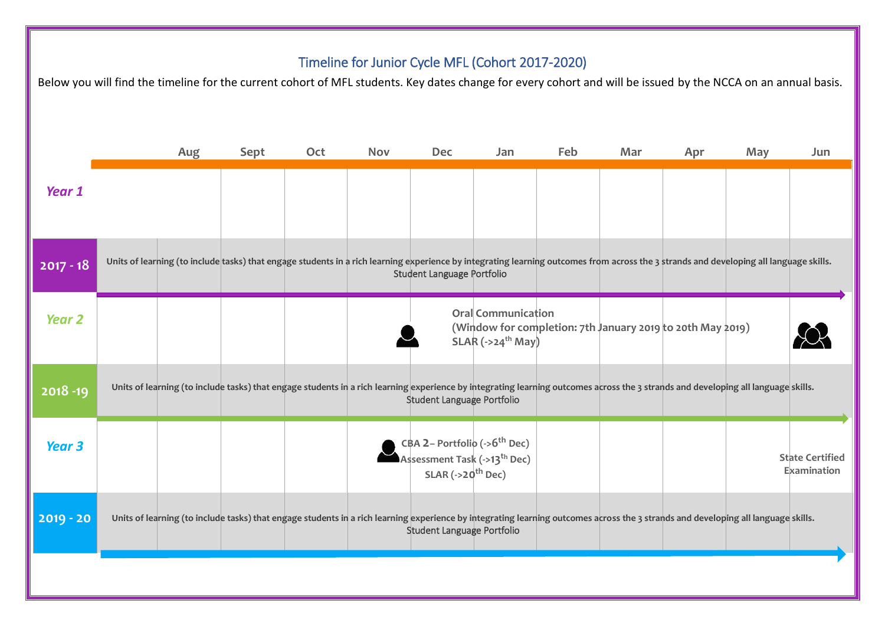## Timeline for Junior Cycle MFL (Cohort 2017-2020)

Below you will find the timeline for the current cohort of MFL students. Key dates change for every cohort and will be issued by the NCCA on an annual basis.

Aug Sept Oct Nov Dec Jan Feb Mar Apr May Jun

***Year 1***

**2017 - 18**

Units of learning (to include tasks) that engage students in a rich learning experience by integrating learning outcomes from across the 3 strands and developing all language skills.
Student Language Portfolio

***Year 2***

Oral Communication
(Window for completion: 7th January 2019 to 20th May 2019)
SLAR (->24th May)

**2018 -19**

Units of learning (to include tasks) that engage students in a rich learning experience by integrating learning outcomes across the 3 strands and developing all language skills.
Student Language Portfolio

***Year 3***

CBA 2– Portfolio (->6th Dec)
Assessment Task (->13th Dec)
SLAR (->20th Dec)

State Certified Examination

**2019 - 20**

Units of learning (to include tasks) that engage students in a rich learning experience by integrating learning outcomes across the 3 strands and developing all language skills.
Student Language Portfolio